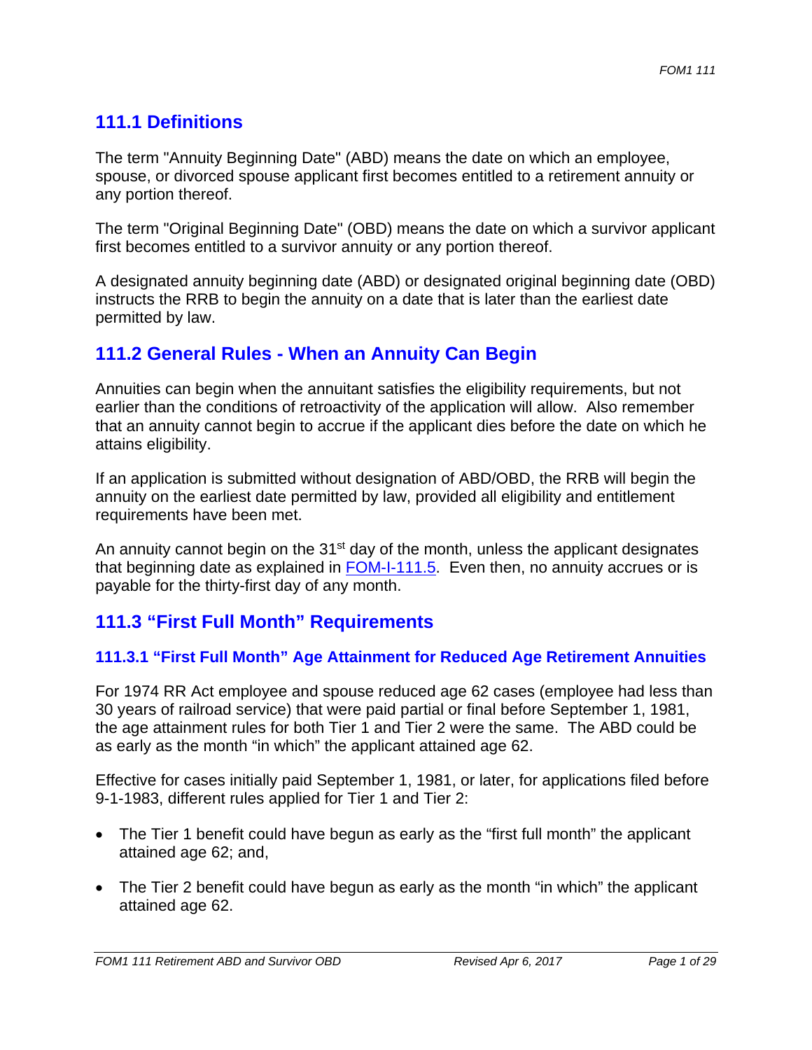## 111.1 Definitions

The term "Annuity Beginning Date" (ABD) means the date on which an employee, spouse, or divorced spouse applicant first becomes entitled to a retirement annuity or any portion thereof.

The term "Original Beginning Date" (OBD) means the date on which a survivor applicant first becomes entitled to a survivor annuity or any portion thereof.

A designated annuity beginning date (ABD) or designated original beginning date (OBD) instructs the RRB to begin the annuity on a date that is later than the earliest date permitted by law.

## 111.2 General Rules - When an Annuity Can Begin

Annuities can begin when the annuitant satisfies the eligibility requirements, but not earlier than the conditions of retroactivity of the application will allow. Also remember that an annuity cannot begin to accrue if the applicant dies before the date on which he attains eligibility.

If an application is submitted without designation of ABD/OBD, the RRB will begin the annuity on the earliest date permitted by law, provided all eligibility and entitlement requirements have been met.

An annuity cannot begin on the 31st day of the month, unless the applicant designates that beginning date as explained in FOM-I-111.5. Even then, no annuity accrues or is payable for the thirty-first day of any month.

## 111.3 "First Full Month" Requirements

### 111.3.1 "First Full Month" Age Attainment for Reduced Age Retirement Annuities

For 1974 RR Act employee and spouse reduced age 62 cases (employee had less than 30 years of railroad service) that were paid partial or final before September 1, 1981, the age attainment rules for both Tier 1 and Tier 2 were the same. The ABD could be as early as the month "in which" the applicant attained age 62.

Effective for cases initially paid September 1, 1981, or later, for applications filed before 9-1-1983, different rules applied for Tier 1 and Tier 2:

- The Tier 1 benefit could have begun as early as the "first full month" the applicant attained age 62; and,
- The Tier 2 benefit could have begun as early as the month "in which" the applicant attained age 62.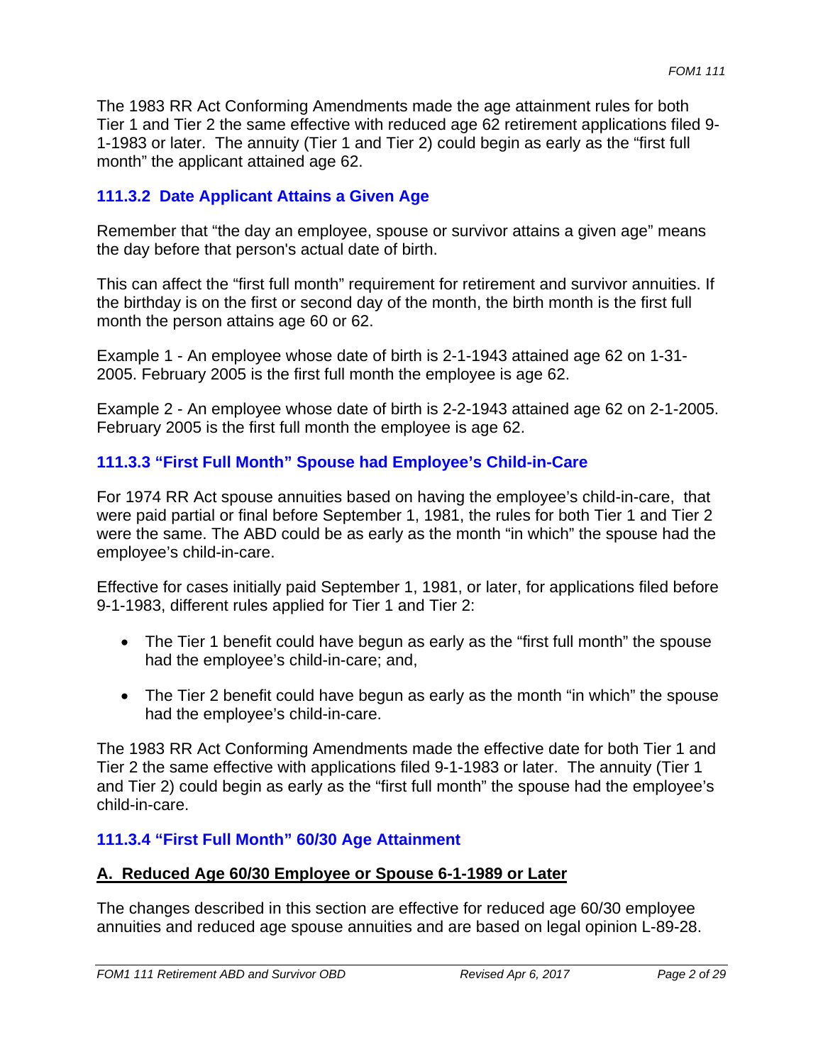The 1983 RR Act Conforming Amendments made the age attainment rules for both Tier 1 and Tier 2 the same effective with reduced age 62 retirement applications filed 9-1-1983 or later. The annuity (Tier 1 and Tier 2) could begin as early as the "first full month" the applicant attained age 62.

### 111.3.2 Date Applicant Attains a Given Age

Remember that "the day an employee, spouse or survivor attains a given age" means the day before that person's actual date of birth.

This can affect the "first full month" requirement for retirement and survivor annuities. If the birthday is on the first or second day of the month, the birth month is the first full month the person attains age 60 or 62.

Example 1 - An employee whose date of birth is 2-1-1943 attained age 62 on 1-31-2005. February 2005 is the first full month the employee is age 62.

Example 2 - An employee whose date of birth is 2-2-1943 attained age 62 on 2-1-2005. February 2005 is the first full month the employee is age 62.

### 111.3.3 "First Full Month" Spouse had Employee's Child-in-Care

For 1974 RR Act spouse annuities based on having the employee's child-in-care, that were paid partial or final before September 1, 1981, the rules for both Tier 1 and Tier 2 were the same. The ABD could be as early as the month "in which" the spouse had the employee's child-in-care.

Effective for cases initially paid September 1, 1981, or later, for applications filed before 9-1-1983, different rules applied for Tier 1 and Tier 2:

- The Tier 1 benefit could have begun as early as the "first full month" the spouse had the employee's child-in-care; and,

- The Tier 2 benefit could have begun as early as the month "in which" the spouse had the employee's child-in-care.

The 1983 RR Act Conforming Amendments made the effective date for both Tier 1 and Tier 2 the same effective with applications filed 9-1-1983 or later. The annuity (Tier 1 and Tier 2) could begin as early as the "first full month" the spouse had the employee's child-in-care.

### 111.3.4 "First Full Month" 60/30 Age Attainment

#### A. Reduced Age 60/30 Employee or Spouse 6-1-1989 or Later

The changes described in this section are effective for reduced age 60/30 employee annuities and reduced age spouse annuities and are based on legal opinion L-89-28.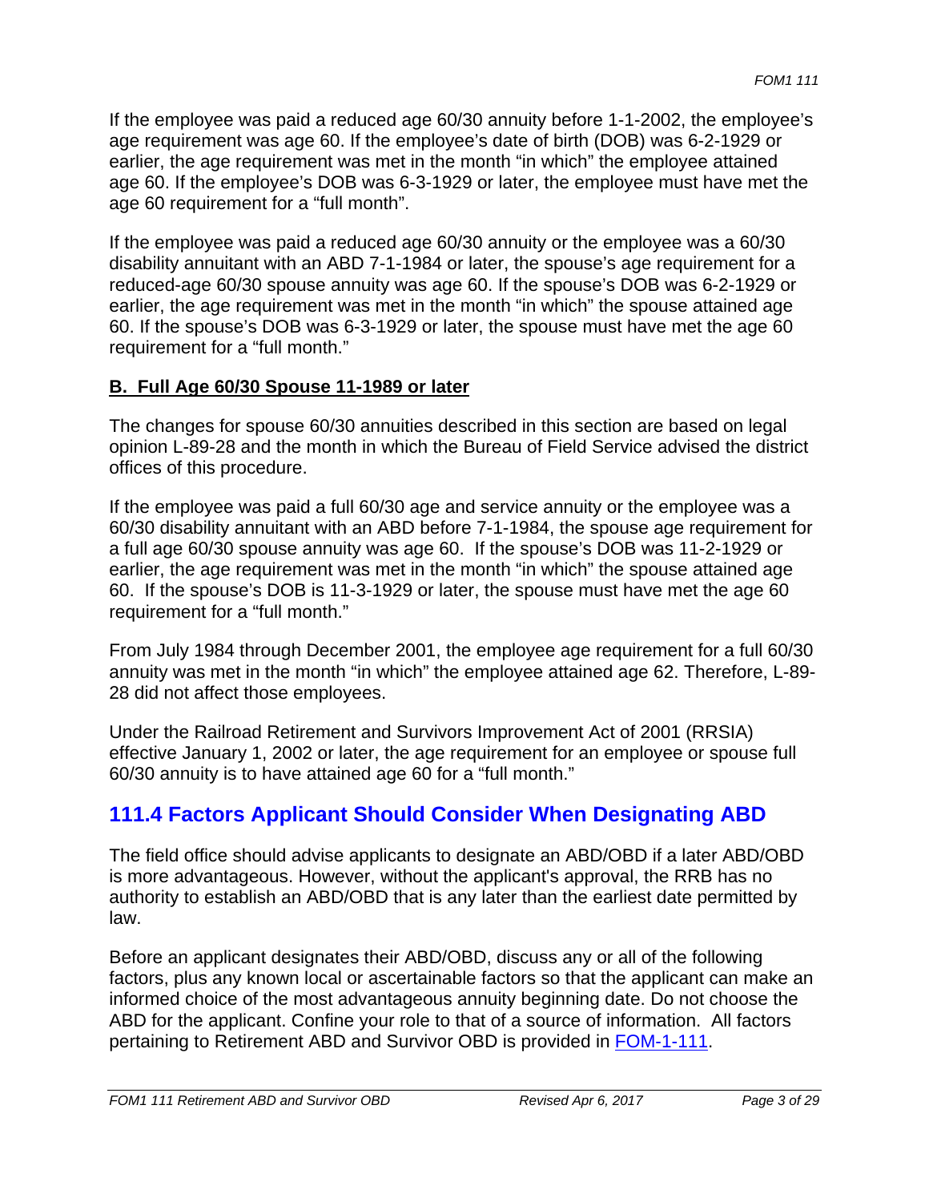If the employee was paid a reduced age 60/30 annuity before 1-1-2002, the employee's age requirement was age 60. If the employee's date of birth (DOB) was 6-2-1929 or earlier, the age requirement was met in the month "in which" the employee attained age 60. If the employee's DOB was 6-3-1929 or later, the employee must have met the age 60 requirement for a "full month".

If the employee was paid a reduced age 60/30 annuity or the employee was a 60/30 disability annuitant with an ABD 7-1-1984 or later, the spouse's age requirement for a reduced-age 60/30 spouse annuity was age 60. If the spouse's DOB was 6-2-1929 or earlier, the age requirement was met in the month "in which" the spouse attained age 60. If the spouse's DOB was 6-3-1929 or later, the spouse must have met the age 60 requirement for a "full month."

### B. Full Age 60/30 Spouse 11-1989 or later

The changes for spouse 60/30 annuities described in this section are based on legal opinion L-89-28 and the month in which the Bureau of Field Service advised the district offices of this procedure.

If the employee was paid a full 60/30 age and service annuity or the employee was a 60/30 disability annuitant with an ABD before 7-1-1984, the spouse age requirement for a full age 60/30 spouse annuity was age 60. If the spouse's DOB was 11-2-1929 or earlier, the age requirement was met in the month "in which" the spouse attained age 60. If the spouse's DOB is 11-3-1929 or later, the spouse must have met the age 60 requirement for a "full month."

From July 1984 through December 2001, the employee age requirement for a full 60/30 annuity was met in the month "in which" the employee attained age 62. Therefore, L-89-28 did not affect those employees.

Under the Railroad Retirement and Survivors Improvement Act of 2001 (RRSIA) effective January 1, 2002 or later, the age requirement for an employee or spouse full 60/30 annuity is to have attained age 60 for a "full month."

## 111.4 Factors Applicant Should Consider When Designating ABD

The field office should advise applicants to designate an ABD/OBD if a later ABD/OBD is more advantageous. However, without the applicant's approval, the RRB has no authority to establish an ABD/OBD that is any later than the earliest date permitted by law.

Before an applicant designates their ABD/OBD, discuss any or all of the following factors, plus any known local or ascertainable factors so that the applicant can make an informed choice of the most advantageous annuity beginning date. Do not choose the ABD for the applicant. Confine your role to that of a source of information. All factors pertaining to Retirement ABD and Survivor OBD is provided in [FOM-1-111](FOM-1-111).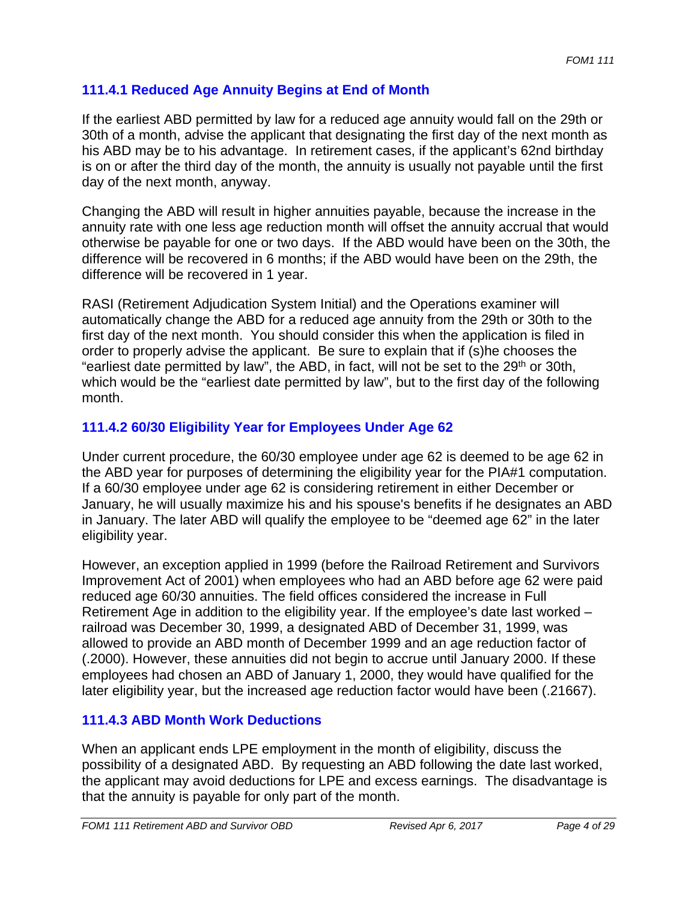### 111.4.1 Reduced Age Annuity Begins at End of Month

If the earliest ABD permitted by law for a reduced age annuity would fall on the 29th or 30th of a month, advise the applicant that designating the first day of the next month as his ABD may be to his advantage. In retirement cases, if the applicant's 62nd birthday is on or after the third day of the month, the annuity is usually not payable until the first day of the next month, anyway.

Changing the ABD will result in higher annuities payable, because the increase in the annuity rate with one less age reduction month will offset the annuity accrual that would otherwise be payable for one or two days. If the ABD would have been on the 30th, the difference will be recovered in 6 months; if the ABD would have been on the 29th, the difference will be recovered in 1 year.

RASI (Retirement Adjudication System Initial) and the Operations examiner will automatically change the ABD for a reduced age annuity from the 29th or 30th to the first day of the next month. You should consider this when the application is filed in order to properly advise the applicant. Be sure to explain that if (s)he chooses the "earliest date permitted by law", the ABD, in fact, will not be set to the 29th or 30th, which would be the "earliest date permitted by law", but to the first day of the following month.

### 111.4.2 60/30 Eligibility Year for Employees Under Age 62

Under current procedure, the 60/30 employee under age 62 is deemed to be age 62 in the ABD year for purposes of determining the eligibility year for the PIA#1 computation. If a 60/30 employee under age 62 is considering retirement in either December or January, he will usually maximize his and his spouse's benefits if he designates an ABD in January. The later ABD will qualify the employee to be "deemed age 62" in the later eligibility year.

However, an exception applied in 1999 (before the Railroad Retirement and Survivors Improvement Act of 2001) when employees who had an ABD before age 62 were paid reduced age 60/30 annuities. The field offices considered the increase in Full Retirement Age in addition to the eligibility year. If the employee's date last worked – railroad was December 30, 1999, a designated ABD of December 31, 1999, was allowed to provide an ABD month of December 1999 and an age reduction factor of (.2000). However, these annuities did not begin to accrue until January 2000. If these employees had chosen an ABD of January 1, 2000, they would have qualified for the later eligibility year, but the increased age reduction factor would have been (.21667).

### 111.4.3 ABD Month Work Deductions

When an applicant ends LPE employment in the month of eligibility, discuss the possibility of a designated ABD. By requesting an ABD following the date last worked, the applicant may avoid deductions for LPE and excess earnings. The disadvantage is that the annuity is payable for only part of the month.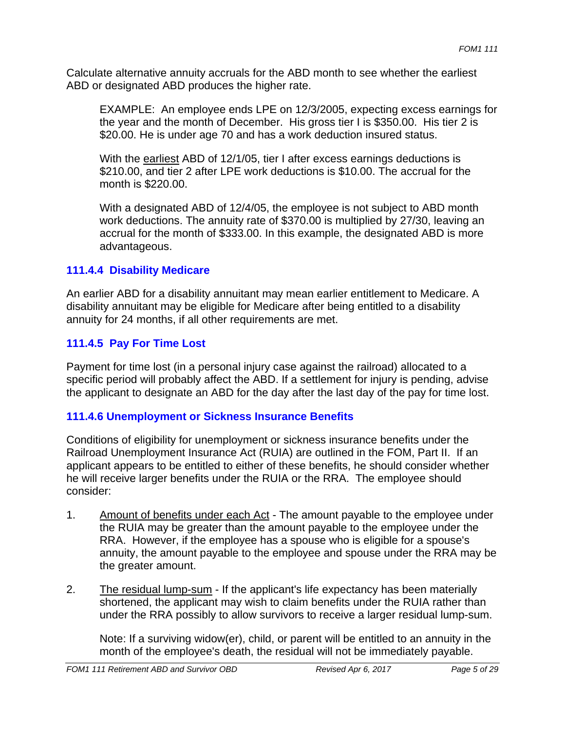Calculate alternative annuity accruals for the ABD month to see whether the earliest ABD or designated ABD produces the higher rate.

> EXAMPLE: An employee ends LPE on 12/3/2005, expecting excess earnings for the year and the month of December. His gross tier I is $350.00. His tier 2 is $20.00. He is under age 70 and has a work deduction insured status.
>
> With the earliest ABD of 12/1/05, tier I after excess earnings deductions is $210.00, and tier 2 after LPE work deductions is $10.00. The accrual for the month is $220.00.
>
> With a designated ABD of 12/4/05, the employee is not subject to ABD month work deductions. The annuity rate of $370.00 is multiplied by 27/30, leaving an accrual for the month of $333.00. In this example, the designated ABD is more advantageous.

### 111.4.4 Disability Medicare

An earlier ABD for a disability annuitant may mean earlier entitlement to Medicare. A disability annuitant may be eligible for Medicare after being entitled to a disability annuity for 24 months, if all other requirements are met.

### 111.4.5 Pay For Time Lost

Payment for time lost (in a personal injury case against the railroad) allocated to a specific period will probably affect the ABD. If a settlement for injury is pending, advise the applicant to designate an ABD for the day after the last day of the pay for time lost.

### 111.4.6 Unemployment or Sickness Insurance Benefits

Conditions of eligibility for unemployment or sickness insurance benefits under the Railroad Unemployment Insurance Act (RUIA) are outlined in the FOM, Part II. If an applicant appears to be entitled to either of these benefits, he should consider whether he will receive larger benefits under the RUIA or the RRA. The employee should consider:

1. Amount of benefits under each Act - The amount payable to the employee under the RUIA may be greater than the amount payable to the employee under the RRA. However, if the employee has a spouse who is eligible for a spouse's annuity, the amount payable to the employee and spouse under the RRA may be the greater amount.

2. The residual lump-sum - If the applicant's life expectancy has been materially shortened, the applicant may wish to claim benefits under the RUIA rather than under the RRA possibly to allow survivors to receive a larger residual lump-sum.

   Note: If a surviving widow(er), child, or parent will be entitled to an annuity in the month of the employee's death, the residual will not be immediately payable.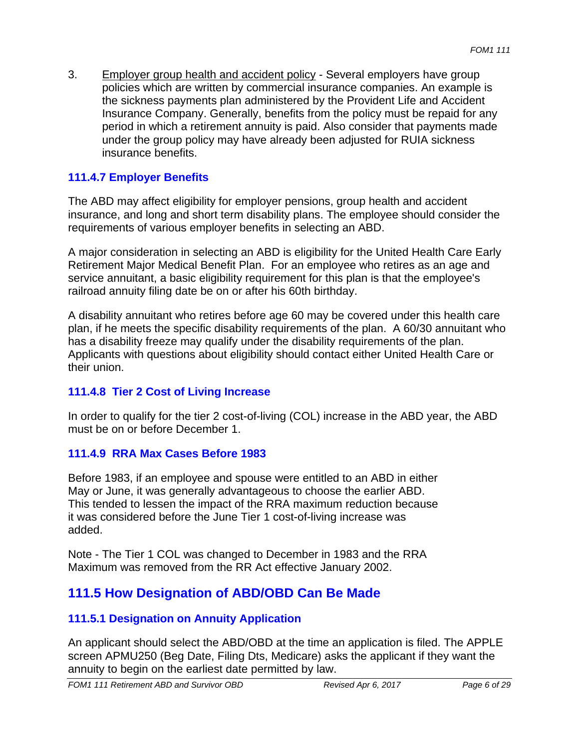3. <u>Employer group health and accident policy</u> - Several employers have group policies which are written by commercial insurance companies. An example is the sickness payments plan administered by the Provident Life and Accident Insurance Company. Generally, benefits from the policy must be repaid for any period in which a retirement annuity is paid. Also consider that payments made under the group policy may have already been adjusted for RUIA sickness insurance benefits.

### 111.4.7 Employer Benefits

The ABD may affect eligibility for employer pensions, group health and accident insurance, and long and short term disability plans. The employee should consider the requirements of various employer benefits in selecting an ABD.

A major consideration in selecting an ABD is eligibility for the United Health Care Early Retirement Major Medical Benefit Plan. For an employee who retires as an age and service annuitant, a basic eligibility requirement for this plan is that the employee's railroad annuity filing date be on or after his 60th birthday.

A disability annuitant who retires before age 60 may be covered under this health care plan, if he meets the specific disability requirements of the plan. A 60/30 annuitant who has a disability freeze may qualify under the disability requirements of the plan. Applicants with questions about eligibility should contact either United Health Care or their union.

### 111.4.8 Tier 2 Cost of Living Increase

In order to qualify for the tier 2 cost-of-living (COL) increase in the ABD year, the ABD must be on or before December 1.

### 111.4.9 RRA Max Cases Before 1983

Before 1983, if an employee and spouse were entitled to an ABD in either May or June, it was generally advantageous to choose the earlier ABD. This tended to lessen the impact of the RRA maximum reduction because it was considered before the June Tier 1 cost-of-living increase was added.

Note - The Tier 1 COL was changed to December in 1983 and the RRA Maximum was removed from the RR Act effective January 2002.

## 111.5 How Designation of ABD/OBD Can Be Made

### 111.5.1 Designation on Annuity Application

An applicant should select the ABD/OBD at the time an application is filed. The APPLE screen APMU250 (Beg Date, Filing Dts, Medicare) asks the applicant if they want the annuity to begin on the earliest date permitted by law.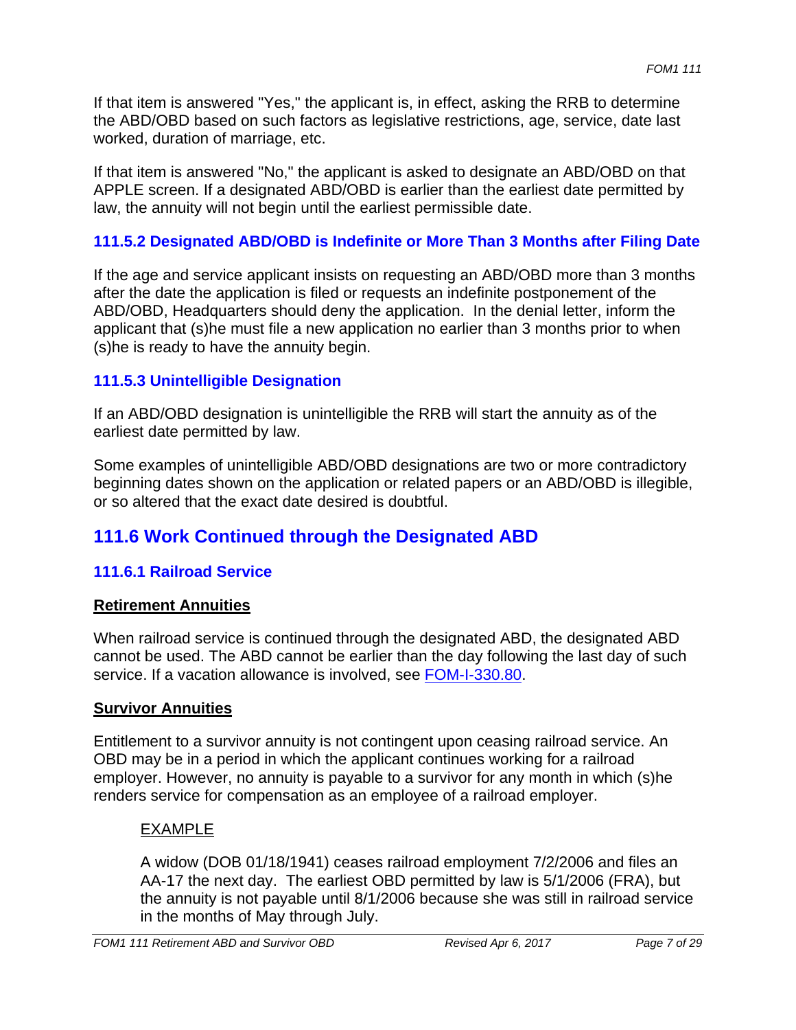If that item is answered "Yes," the applicant is, in effect, asking the RRB to determine the ABD/OBD based on such factors as legislative restrictions, age, service, date last worked, duration of marriage, etc.

If that item is answered "No," the applicant is asked to designate an ABD/OBD on that APPLE screen. If a designated ABD/OBD is earlier than the earliest date permitted by law, the annuity will not begin until the earliest permissible date.

### 111.5.2 Designated ABD/OBD is Indefinite or More Than 3 Months after Filing Date

If the age and service applicant insists on requesting an ABD/OBD more than 3 months after the date the application is filed or requests an indefinite postponement of the ABD/OBD, Headquarters should deny the application. In the denial letter, inform the applicant that (s)he must file a new application no earlier than 3 months prior to when (s)he is ready to have the annuity begin.

### 111.5.3 Unintelligible Designation

If an ABD/OBD designation is unintelligible the RRB will start the annuity as of the earliest date permitted by law.

Some examples of unintelligible ABD/OBD designations are two or more contradictory beginning dates shown on the application or related papers or an ABD/OBD is illegible, or so altered that the exact date desired is doubtful.

## 111.6 Work Continued through the Designated ABD

### 111.6.1 Railroad Service

**Retirement Annuities**

When railroad service is continued through the designated ABD, the designated ABD cannot be used. The ABD cannot be earlier than the day following the last day of such service. If a vacation allowance is involved, see FOM-I-330.80.

**Survivor Annuities**

Entitlement to a survivor annuity is not contingent upon ceasing railroad service. An OBD may be in a period in which the applicant continues working for a railroad employer. However, no annuity is payable to a survivor for any month in which (s)he renders service for compensation as an employee of a railroad employer.

EXAMPLE

A widow (DOB 01/18/1941) ceases railroad employment 7/2/2006 and files an AA-17 the next day. The earliest OBD permitted by law is 5/1/2006 (FRA), but the annuity is not payable until 8/1/2006 because she was still in railroad service in the months of May through July.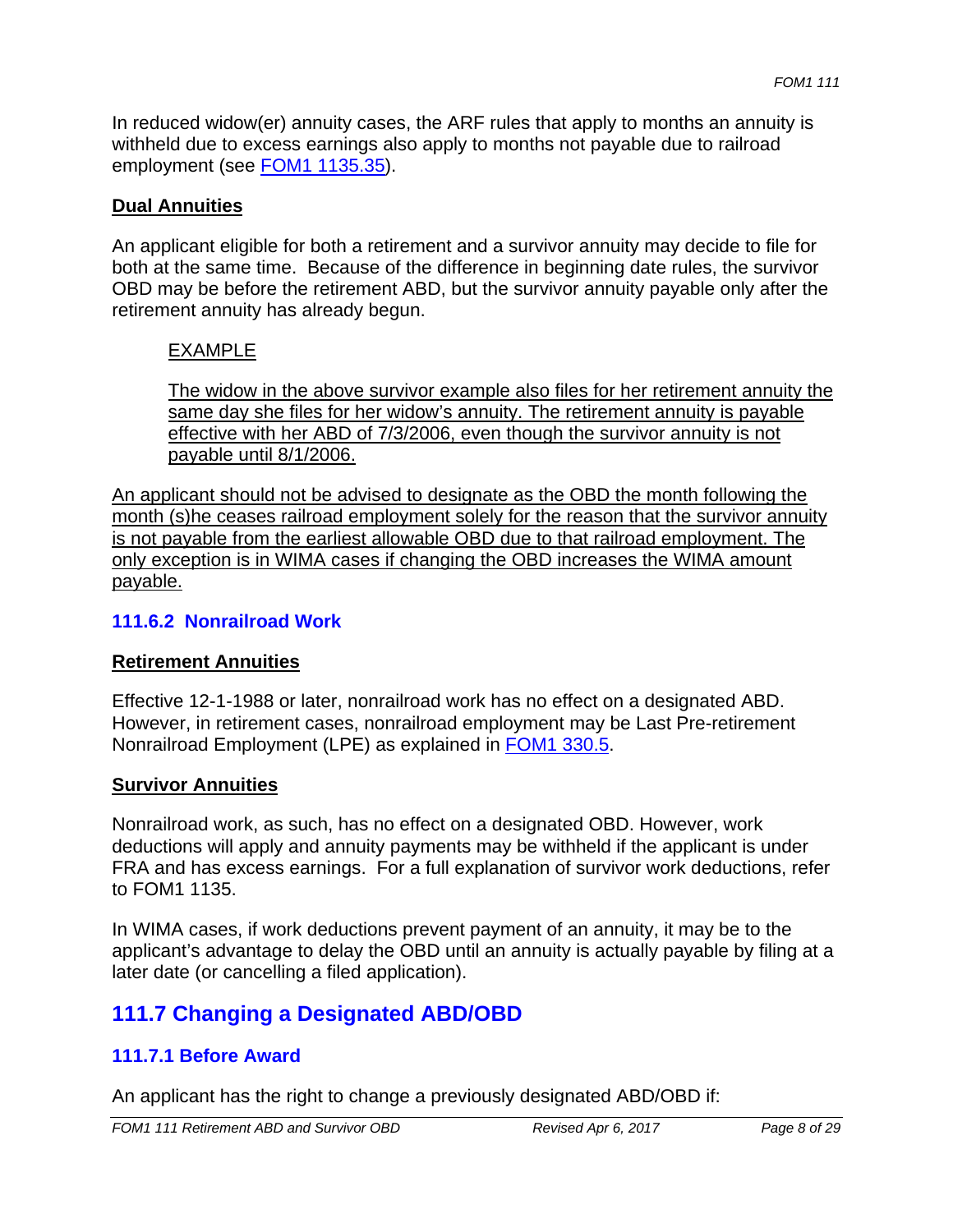In reduced widow(er) annuity cases, the ARF rules that apply to months an annuity is withheld due to excess earnings also apply to months not payable due to railroad employment (see [FOM1 1135.35](#)).

**Dual Annuities**

An applicant eligible for both a retirement and a survivor annuity may decide to file for both at the same time. Because of the difference in beginning date rules, the survivor OBD may be before the retirement ABD, but the survivor annuity payable only after the retirement annuity has already begun.

> EXAMPLE
>
> The widow in the above survivor example also files for her retirement annuity the same day she files for her widow's annuity. The retirement annuity is payable effective with her ABD of 7/3/2006, even though the survivor annuity is not payable until 8/1/2006.

An applicant should not be advised to designate as the OBD the month following the month (s)he ceases railroad employment solely for the reason that the survivor annuity is not payable from the earliest allowable OBD due to that railroad employment. The only exception is in WIMA cases if changing the OBD increases the WIMA amount payable.

### 111.6.2 Nonrailroad Work

**Retirement Annuities**

Effective 12-1-1988 or later, nonrailroad work has no effect on a designated ABD. However, in retirement cases, nonrailroad employment may be Last Pre-retirement Nonrailroad Employment (LPE) as explained in [FOM1 330.5](#).

**Survivor Annuities**

Nonrailroad work, as such, has no effect on a designated OBD. However, work deductions will apply and annuity payments may be withheld if the applicant is under FRA and has excess earnings. For a full explanation of survivor work deductions, refer to FOM1 1135.

In WIMA cases, if work deductions prevent payment of an annuity, it may be to the applicant's advantage to delay the OBD until an annuity is actually payable by filing at a later date (or cancelling a filed application).

## 111.7 Changing a Designated ABD/OBD

### 111.7.1 Before Award

An applicant has the right to change a previously designated ABD/OBD if: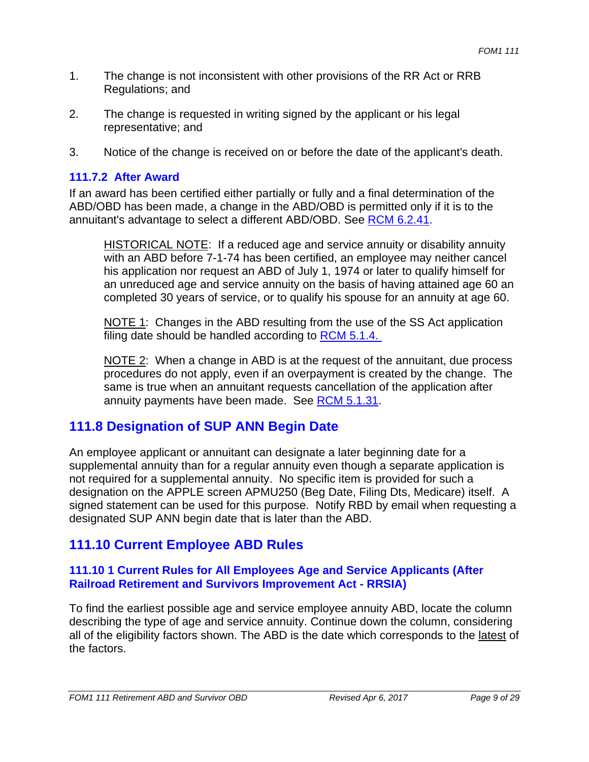1. The change is not inconsistent with other provisions of the RR Act or RRB Regulations; and

2. The change is requested in writing signed by the applicant or his legal representative; and

3. Notice of the change is received on or before the date of the applicant's death.

### 111.7.2 After Award

If an award has been certified either partially or fully and a final determination of the ABD/OBD has been made, a change in the ABD/OBD is permitted only if it is to the annuitant's advantage to select a different ABD/OBD. See RCM 6.2.41.

> HISTORICAL NOTE: If a reduced age and service annuity or disability annuity with an ABD before 7-1-74 has been certified, an employee may neither cancel his application nor request an ABD of July 1, 1974 or later to qualify himself for an unreduced age and service annuity on the basis of having attained age 60 an completed 30 years of service, or to qualify his spouse for an annuity at age 60.
>
> NOTE 1: Changes in the ABD resulting from the use of the SS Act application filing date should be handled according to RCM 5.1.4.
>
> NOTE 2: When a change in ABD is at the request of the annuitant, due process procedures do not apply, even if an overpayment is created by the change. The same is true when an annuitant requests cancellation of the application after annuity payments have been made. See RCM 5.1.31.

## 111.8 Designation of SUP ANN Begin Date

An employee applicant or annuitant can designate a later beginning date for a supplemental annuity than for a regular annuity even though a separate application is not required for a supplemental annuity. No specific item is provided for such a designation on the APPLE screen APMU250 (Beg Date, Filing Dts, Medicare) itself. A signed statement can be used for this purpose. Notify RBD by email when requesting a designated SUP ANN begin date that is later than the ABD.

## 111.10 Current Employee ABD Rules

### 111.10 1 Current Rules for All Employees Age and Service Applicants (After Railroad Retirement and Survivors Improvement Act - RRSIA)

To find the earliest possible age and service employee annuity ABD, locate the column describing the type of age and service annuity. Continue down the column, considering all of the eligibility factors shown. The ABD is the date which corresponds to the latest of the factors.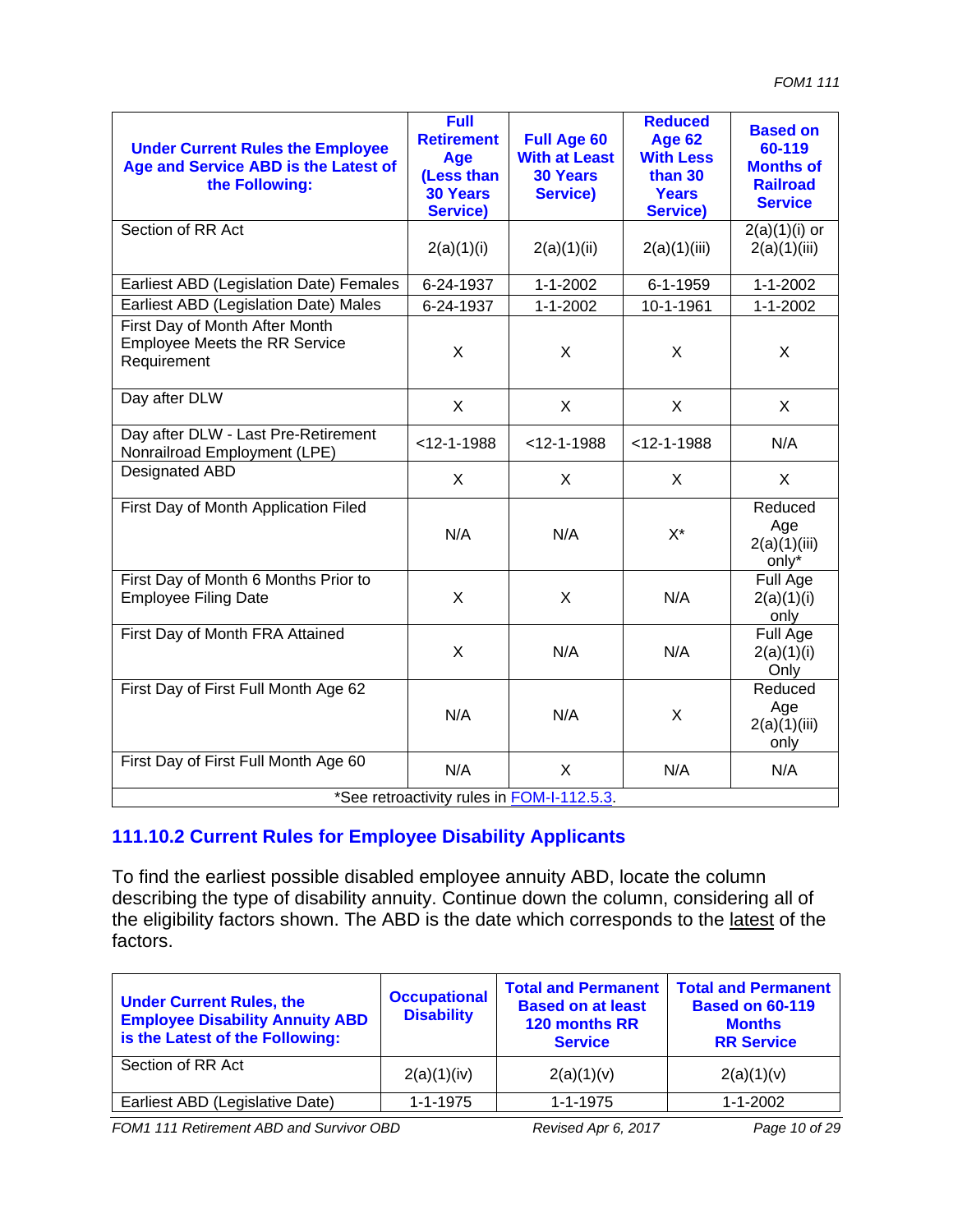| Under Current Rules the Employee Age and Service ABD is the Latest of the Following: | Full Retirement Age (Less than 30 Years Service) | Full Age 60 With at Least 30 Years Service) | Reduced Age 62 With Less than 30 Years Service) | Based on 60-119 Months of Railroad Service |
|---|---|---|---|---|
| Section of RR Act | 2(a)(1)(i) | 2(a)(1)(ii) | 2(a)(1)(iii) | 2(a)(1)(i) or 2(a)(1)(iii) |
| Earliest ABD (Legislation Date) Females | 6-24-1937 | 1-1-2002 | 6-1-1959 | 1-1-2002 |
| Earliest ABD (Legislation Date) Males | 6-24-1937 | 1-1-2002 | 10-1-1961 | 1-1-2002 |
| First Day of Month After Month Employee Meets the RR Service Requirement | X | X | X | X |
| Day after DLW | X | X | X | X |
| Day after DLW - Last Pre-Retirement Nonrailroad Employment (LPE) | <12-1-1988 | <12-1-1988 | <12-1-1988 | N/A |
| Designated ABD | X | X | X | X |
| First Day of Month Application Filed | N/A | N/A | X* | Reduced Age 2(a)(1)(iii) only* |
| First Day of Month 6 Months Prior to Employee Filing Date | X | X | N/A | Full Age 2(a)(1)(i) only |
| First Day of Month FRA Attained | X | N/A | N/A | Full Age 2(a)(1)(i) Only |
| First Day of First Full Month Age 62 | N/A | N/A | X | Reduced Age 2(a)(1)(iii) only |
| First Day of First Full Month Age 60 | N/A | X | N/A | N/A |
| *See retroactivity rules in FOM-I-112.5.3. | | | | |

## 111.10.2 Current Rules for Employee Disability Applicants

To find the earliest possible disabled employee annuity ABD, locate the column describing the type of disability annuity. Continue down the column, considering all of the eligibility factors shown. The ABD is the date which corresponds to the latest of the factors.

| Under Current Rules, the Employee Disability Annuity ABD is the Latest of the Following: | Occupational Disability | Total and Permanent Based on at least 120 months RR Service | Total and Permanent Based on 60-119 Months RR Service |
|---|---|---|---|
| Section of RR Act | 2(a)(1)(iv) | 2(a)(1)(v) | 2(a)(1)(v) |
| Earliest ABD (Legislative Date) | 1-1-1975 | 1-1-1975 | 1-1-2002 |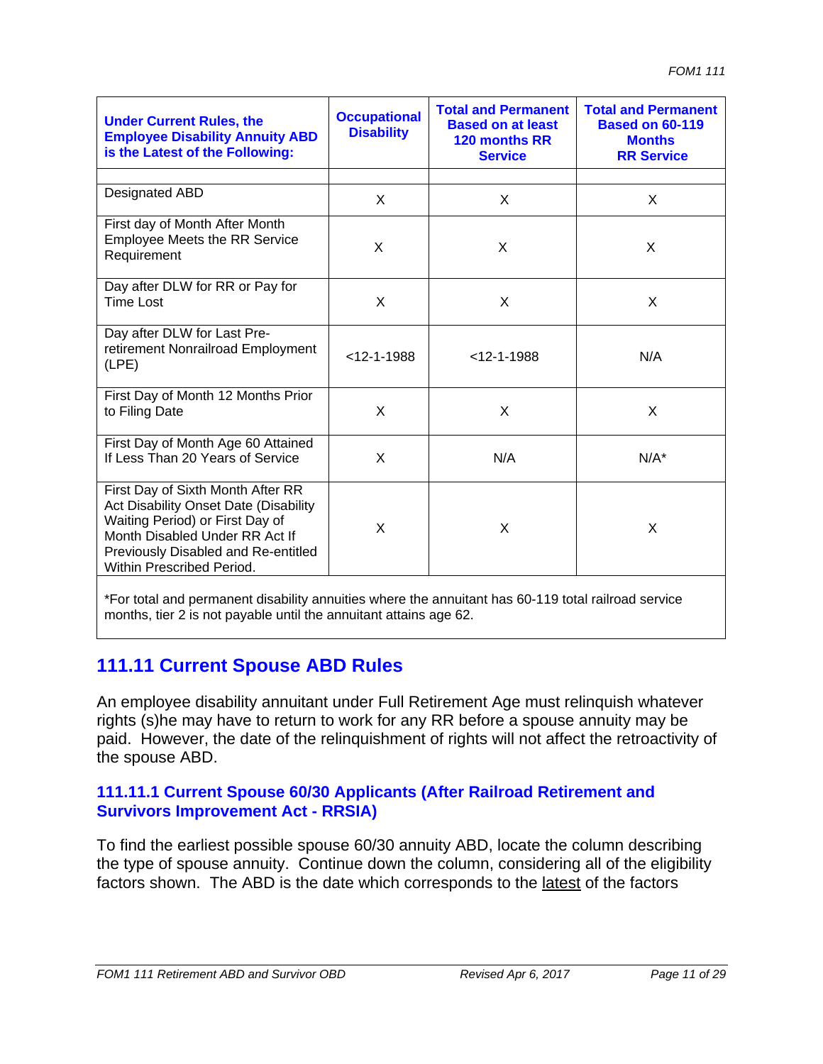| Under Current Rules, the Employee Disability Annuity ABD is the Latest of the Following: | Occupational Disability | Total and Permanent Based on at least 120 months RR Service | Total and Permanent Based on 60-119 Months RR Service |
|---|---|---|---|
| | | | |
| Designated ABD | X | X | X |
| First day of Month After Month Employee Meets the RR Service Requirement | X | X | X |
| Day after DLW for RR or Pay for Time Lost | X | X | X |
| Day after DLW for Last Pre-retirement Nonrailroad Employment (LPE) | <12-1-1988 | <12-1-1988 | N/A |
| First Day of Month 12 Months Prior to Filing Date | X | X | X |
| First Day of Month Age 60 Attained If Less Than 20 Years of Service | X | N/A | N/A* |
| First Day of Sixth Month After RR Act Disability Onset Date (Disability Waiting Period) or First Day of Month Disabled Under RR Act If Previously Disabled and Re-entitled Within Prescribed Period. | X | X | X |
| *For total and permanent disability annuities where the annuitant has 60-119 total railroad service months, tier 2 is not payable until the annuitant attains age 62. | | | |

## 111.11 Current Spouse ABD Rules

An employee disability annuitant under Full Retirement Age must relinquish whatever rights (s)he may have to return to work for any RR before a spouse annuity may be paid. However, the date of the relinquishment of rights will not affect the retroactivity of the spouse ABD.

### 111.11.1 Current Spouse 60/30 Applicants (After Railroad Retirement and Survivors Improvement Act - RRSIA)

To find the earliest possible spouse 60/30 annuity ABD, locate the column describing the type of spouse annuity. Continue down the column, considering all of the eligibility factors shown. The ABD is the date which corresponds to the latest of the factors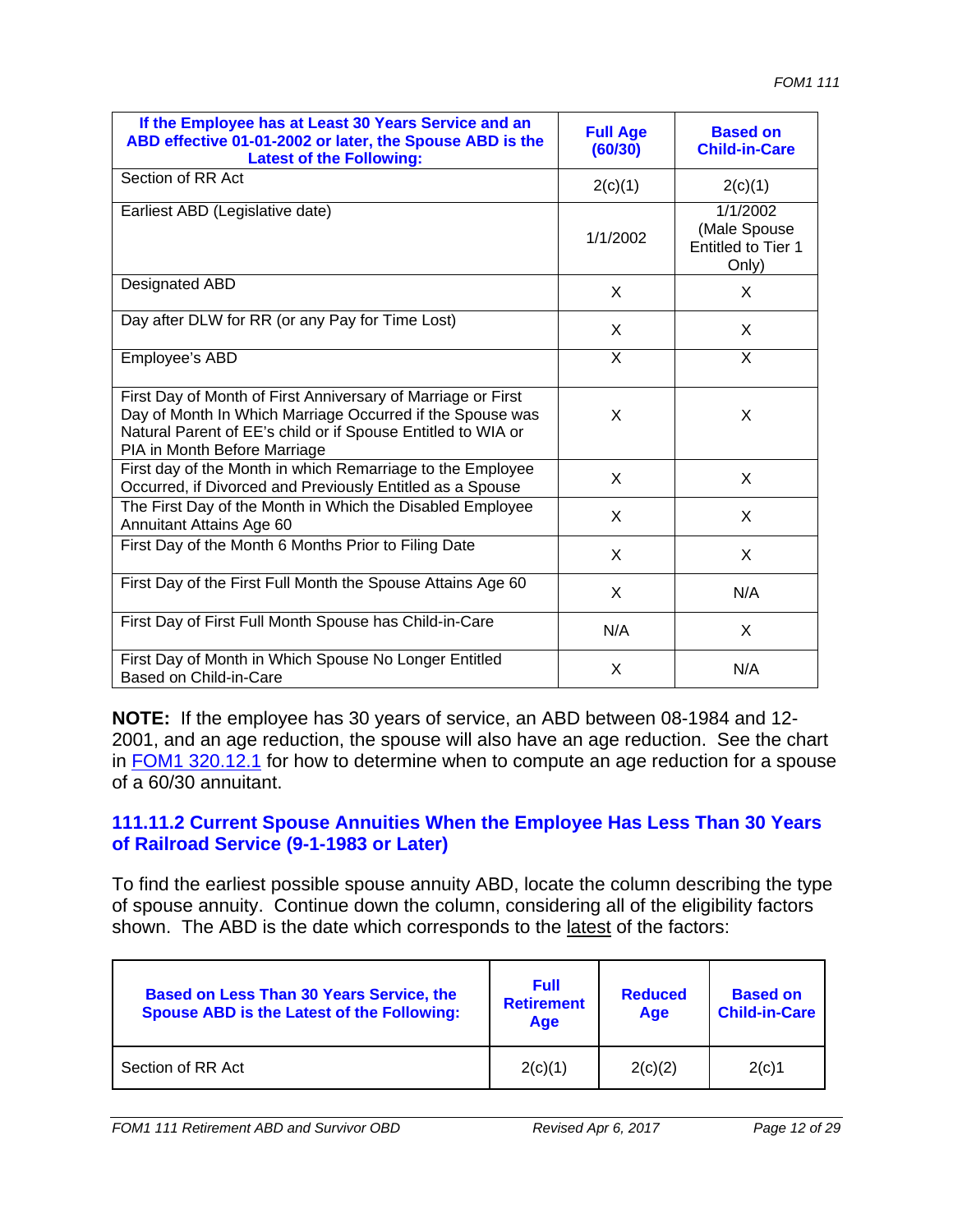| If the Employee has at Least 30 Years Service and an ABD effective 01-01-2002 or later, the Spouse ABD is the Latest of the Following: | Full Age (60/30) | Based on Child-in-Care |
|---|---|---|
| Section of RR Act | 2(c)(1) | 2(c)(1) |
| Earliest ABD (Legislative date) | 1/1/2002 | 1/1/2002 (Male Spouse Entitled to Tier 1 Only) |
| Designated ABD | X | X |
| Day after DLW for RR (or any Pay for Time Lost) | X | X |
| Employee's ABD | X | X |
| First Day of Month of First Anniversary of Marriage or First Day of Month In Which Marriage Occurred if the Spouse was Natural Parent of EE's child or if Spouse Entitled to WIA or PIA in Month Before Marriage | X | X |
| First day of the Month in which Remarriage to the Employee Occurred, if Divorced and Previously Entitled as a Spouse | X | X |
| The First Day of the Month in Which the Disabled Employee Annuitant Attains Age 60 | X | X |
| First Day of the Month 6 Months Prior to Filing Date | X | X |
| First Day of the First Full Month the Spouse Attains Age 60 | X | N/A |
| First Day of First Full Month Spouse has Child-in-Care | N/A | X |
| First Day of Month in Which Spouse No Longer Entitled Based on Child-in-Care | X | N/A |

**NOTE:** If the employee has 30 years of service, an ABD between 08-1984 and 12-2001, and an age reduction, the spouse will also have an age reduction. See the chart in FOM1 320.12.1 for how to determine when to compute an age reduction for a spouse of a 60/30 annuitant.

### 111.11.2 Current Spouse Annuities When the Employee Has Less Than 30 Years of Railroad Service (9-1-1983 or Later)

To find the earliest possible spouse annuity ABD, locate the column describing the type of spouse annuity. Continue down the column, considering all of the eligibility factors shown. The ABD is the date which corresponds to the latest of the factors:

| Based on Less Than 30 Years Service, the Spouse ABD is the Latest of the Following: | Full Retirement Age | Reduced Age | Based on Child-in-Care |
|---|---|---|---|
| Section of RR Act | 2(c)(1) | 2(c)(2) | 2(c)1 |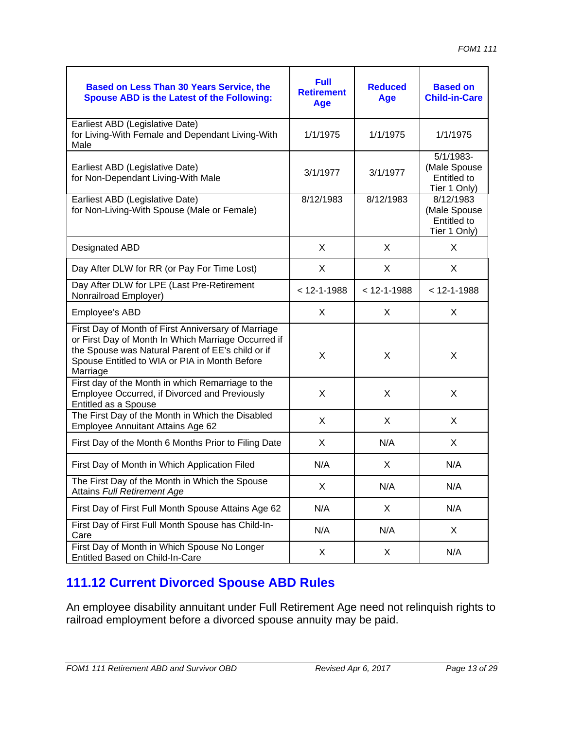| Based on Less Than 30 Years Service, the Spouse ABD is the Latest of the Following: | Full Retirement Age | Reduced Age | Based on Child-in-Care |
|---|---|---|---|
| Earliest ABD (Legislative Date) for Living-With Female and Dependant Living-With Male | 1/1/1975 | 1/1/1975 | 1/1/1975 |
| Earliest ABD (Legislative Date) for Non-Dependant Living-With Male | 3/1/1977 | 3/1/1977 | 5/1/1983- (Male Spouse Entitled to Tier 1 Only) |
| Earliest ABD (Legislative Date) for Non-Living-With Spouse (Male or Female) | 8/12/1983 | 8/12/1983 | 8/12/1983 (Male Spouse Entitled to Tier 1 Only) |
| Designated ABD | X | X | X |
| Day After DLW for RR (or Pay For Time Lost) | X | X | X |
| Day After DLW for LPE (Last Pre-Retirement Nonrailroad Employer) | < 12-1-1988 | < 12-1-1988 | < 12-1-1988 |
| Employee's ABD | X | X | X |
| First Day of Month of First Anniversary of Marriage or First Day of Month In Which Marriage Occurred if the Spouse was Natural Parent of EE's child or if Spouse Entitled to WIA or PIA in Month Before Marriage | X | X | X |
| First day of the Month in which Remarriage to the Employee Occurred, if Divorced and Previously Entitled as a Spouse | X | X | X |
| The First Day of the Month in Which the Disabled Employee Annuitant Attains Age 62 | X | X | X |
| First Day of the Month 6 Months Prior to Filing Date | X | N/A | X |
| First Day of Month in Which Application Filed | N/A | X | N/A |
| The First Day of the Month in Which the Spouse Attains *Full Retirement Age* | X | N/A | N/A |
| First Day of First Full Month Spouse Attains Age 62 | N/A | X | N/A |
| First Day of First Full Month Spouse has Child-In-Care | N/A | N/A | X |
| First Day of Month in Which Spouse No Longer Entitled Based on Child-In-Care | X | X | N/A |

## 111.12 Current Divorced Spouse ABD Rules

An employee disability annuitant under Full Retirement Age need not relinquish rights to railroad employment before a divorced spouse annuity may be paid.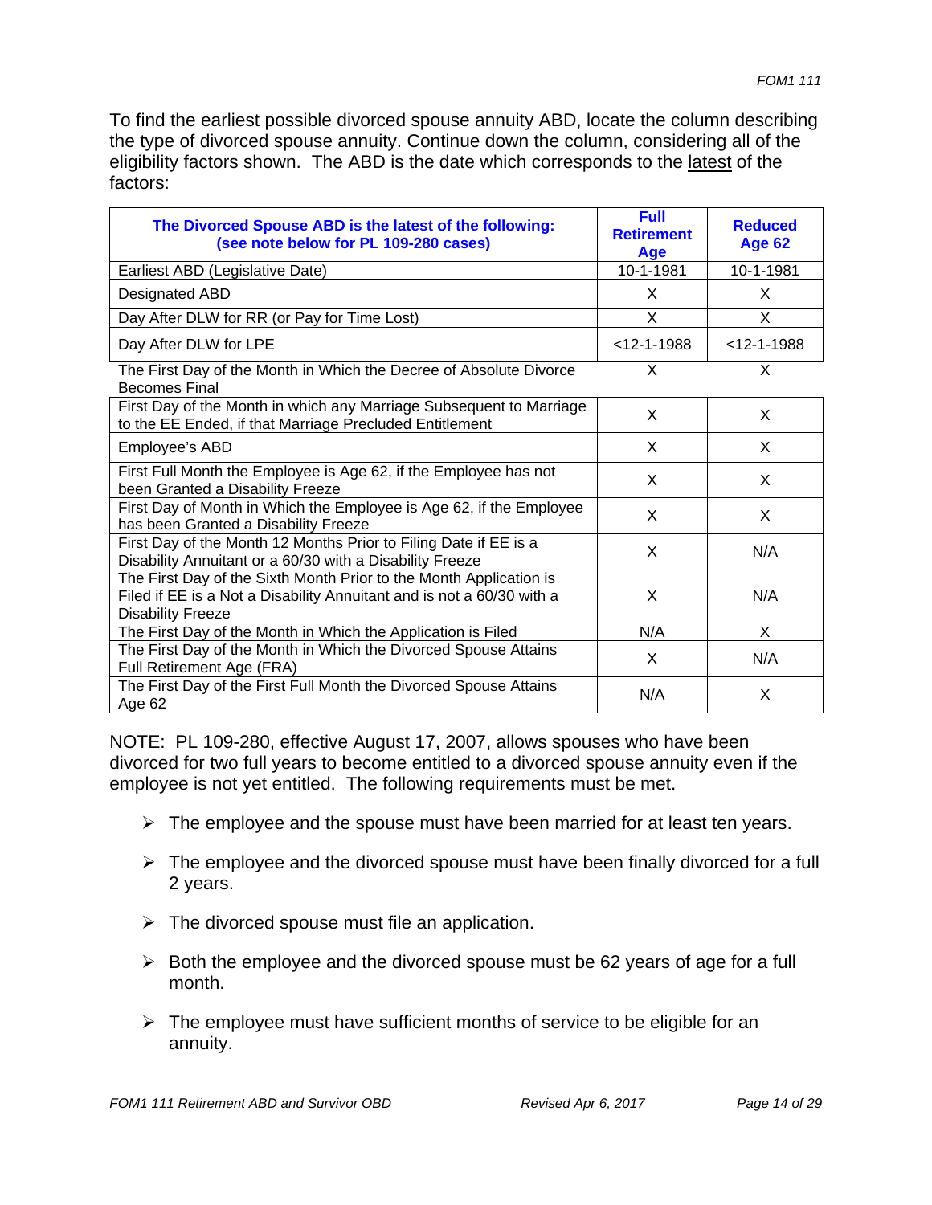To find the earliest possible divorced spouse annuity ABD, locate the column describing the type of divorced spouse annuity. Continue down the column, considering all of the eligibility factors shown. The ABD is the date which corresponds to the latest of the factors:

| **The Divorced Spouse ABD is the latest of the following: (see note below for PL 109-280 cases)** | **Full Retirement Age** | **Reduced Age 62** |
|---|---|---|
| Earliest ABD (Legislative Date) | 10-1-1981 | 10-1-1981 |
| Designated ABD | X | X |
| Day After DLW for RR (or Pay for Time Lost) | X | X |
| Day After DLW for LPE | <12-1-1988 | <12-1-1988 |
| The First Day of the Month in Which the Decree of Absolute Divorce Becomes Final | X | X |
| First Day of the Month in which any Marriage Subsequent to Marriage to the EE Ended, if that Marriage Precluded Entitlement | X | X |
| Employee's ABD | X | X |
| First Full Month the Employee is Age 62, if the Employee has not been Granted a Disability Freeze | X | X |
| First Day of Month in Which the Employee is Age 62, if the Employee has been Granted a Disability Freeze | X | X |
| First Day of the Month 12 Months Prior to Filing Date if EE is a Disability Annuitant or a 60/30 with a Disability Freeze | X | N/A |
| The First Day of the Sixth Month Prior to the Month Application is Filed if EE is a Not a Disability Annuitant and is not a 60/30 with a Disability Freeze | X | N/A |
| The First Day of the Month in Which the Application is Filed | N/A | X |
| The First Day of the Month in Which the Divorced Spouse Attains Full Retirement Age (FRA) | X | N/A |
| The First Day of the First Full Month the Divorced Spouse Attains Age 62 | N/A | X |

NOTE: PL 109-280, effective August 17, 2007, allows spouses who have been divorced for two full years to become entitled to a divorced spouse annuity even if the employee is not yet entitled. The following requirements must be met.

- The employee and the spouse must have been married for at least ten years.
- The employee and the divorced spouse must have been finally divorced for a full 2 years.
- The divorced spouse must file an application.
- Both the employee and the divorced spouse must be 62 years of age for a full month.
- The employee must have sufficient months of service to be eligible for an annuity.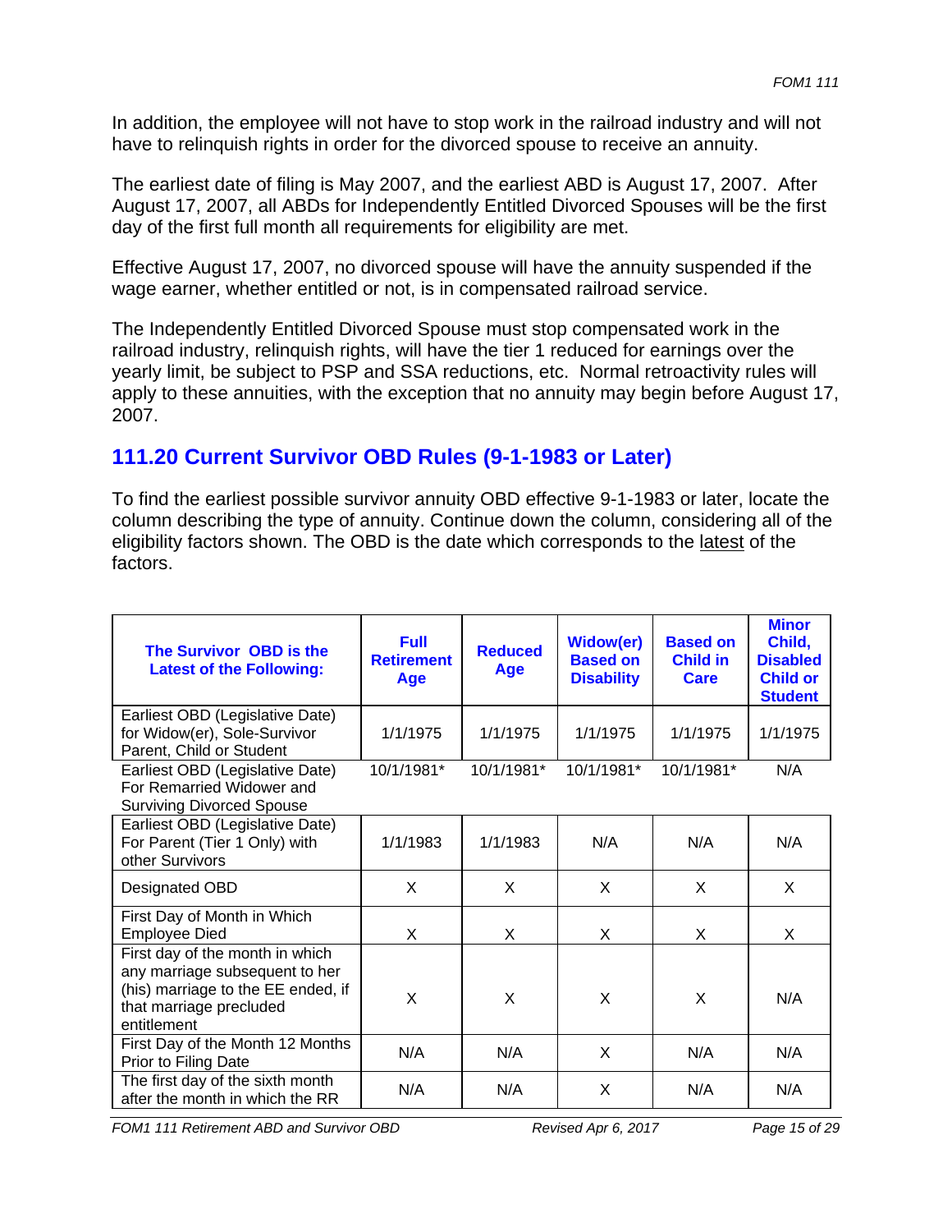In addition, the employee will not have to stop work in the railroad industry and will not have to relinquish rights in order for the divorced spouse to receive an annuity.

The earliest date of filing is May 2007, and the earliest ABD is August 17, 2007. After August 17, 2007, all ABDs for Independently Entitled Divorced Spouses will be the first day of the first full month all requirements for eligibility are met.

Effective August 17, 2007, no divorced spouse will have the annuity suspended if the wage earner, whether entitled or not, is in compensated railroad service.

The Independently Entitled Divorced Spouse must stop compensated work in the railroad industry, relinquish rights, will have the tier 1 reduced for earnings over the yearly limit, be subject to PSP and SSA reductions, etc. Normal retroactivity rules will apply to these annuities, with the exception that no annuity may begin before August 17, 2007.

## 111.20 Current Survivor OBD Rules (9-1-1983 or Later)

To find the earliest possible survivor annuity OBD effective 9-1-1983 or later, locate the column describing the type of annuity. Continue down the column, considering all of the eligibility factors shown. The OBD is the date which corresponds to the latest of the factors.

| The Survivor OBD is the Latest of the Following: | Full Retirement Age | Reduced Age | Widow(er) Based on Disability | Based on Child in Care | Minor Child, Disabled Child or Student |
|---|---|---|---|---|---|
| Earliest OBD (Legislative Date) for Widow(er), Sole-Survivor Parent, Child or Student | 1/1/1975 | 1/1/1975 | 1/1/1975 | 1/1/1975 | 1/1/1975 |
| Earliest OBD (Legislative Date) For Remarried Widower and Surviving Divorced Spouse | 10/1/1981* | 10/1/1981* | 10/1/1981* | 10/1/1981* | N/A |
| Earliest OBD (Legislative Date) For Parent (Tier 1 Only) with other Survivors | 1/1/1983 | 1/1/1983 | N/A | N/A | N/A |
| Designated OBD | X | X | X | X | X |
| First Day of Month in Which Employee Died | X | X | X | X | X |
| First day of the month in which any marriage subsequent to her (his) marriage to the EE ended, if that marriage precluded entitlement | X | X | X | X | N/A |
| First Day of the Month 12 Months Prior to Filing Date | N/A | N/A | X | N/A | N/A |
| The first day of the sixth month after the month in which the RR | N/A | N/A | X | N/A | N/A |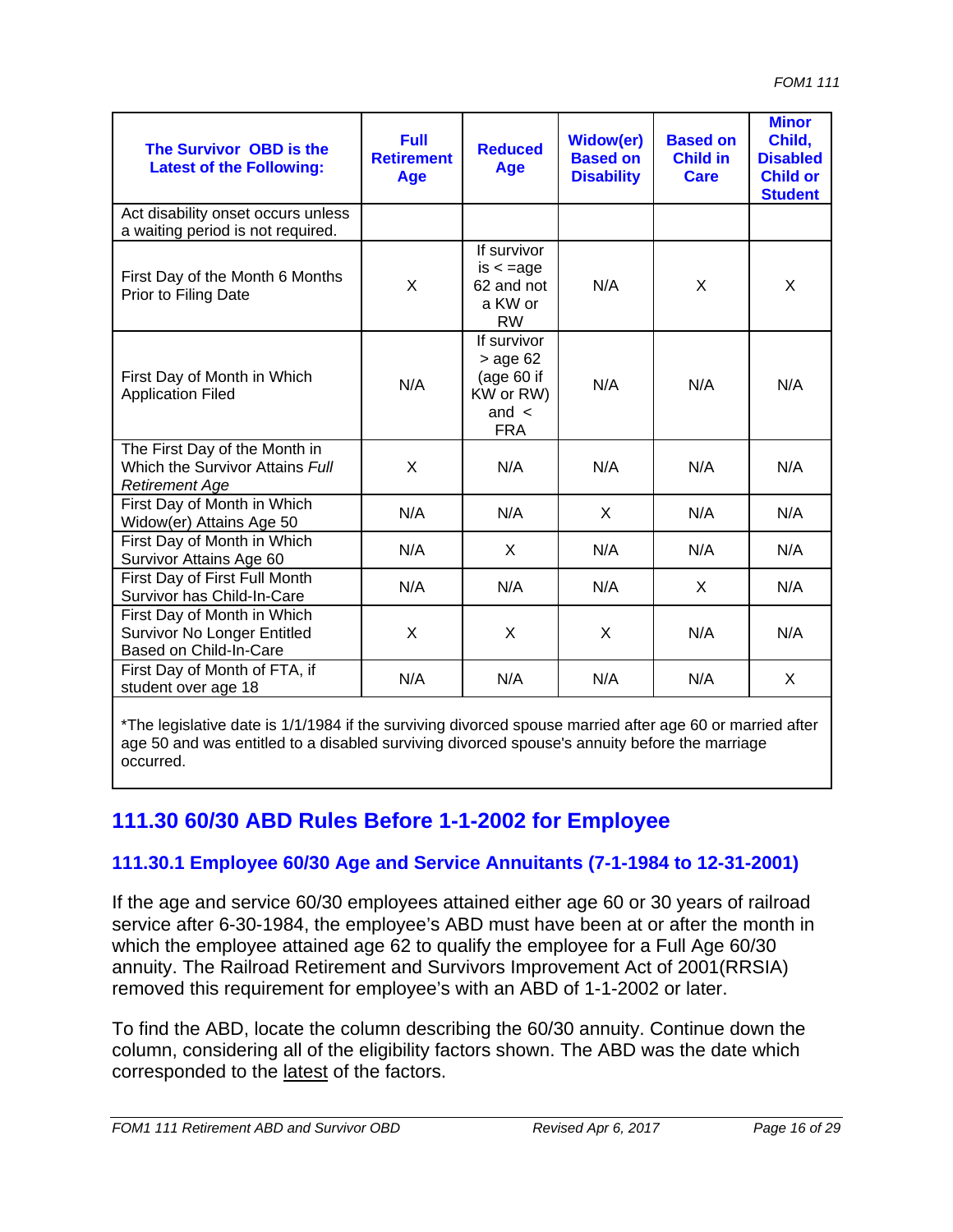| The Survivor OBD is the Latest of the Following: | Full Retirement Age | Reduced Age | Widow(er) Based on Disability | Based on Child in Care | Minor Child, Disabled Child or Student |
|---|---|---|---|---|---|
| Act disability onset occurs unless a waiting period is not required. | | | | | |
| First Day of the Month 6 Months Prior to Filing Date | X | If survivor is < =age 62 and not a KW or RW | N/A | X | X |
| First Day of Month in Which Application Filed | N/A | If survivor > age 62 (age 60 if KW or RW) and < FRA | N/A | N/A | N/A |
| The First Day of the Month in Which the Survivor Attains *Full Retirement Age* | X | N/A | N/A | N/A | N/A |
| First Day of Month in Which Widow(er) Attains Age 50 | N/A | N/A | X | N/A | N/A |
| First Day of Month in Which Survivor Attains Age 60 | N/A | X | N/A | N/A | N/A |
| First Day of First Full Month Survivor has Child-In-Care | N/A | N/A | N/A | X | N/A |
| First Day of Month in Which Survivor No Longer Entitled Based on Child-In-Care | X | X | X | N/A | N/A |
| First Day of Month of FTA, if student over age 18 | N/A | N/A | N/A | N/A | X |

*The legislative date is 1/1/1984 if the surviving divorced spouse married after age 60 or married after age 50 and was entitled to a disabled surviving divorced spouse's annuity before the marriage occurred.

## 111.30 60/30 ABD Rules Before 1-1-2002 for Employee

### 111.30.1 Employee 60/30 Age and Service Annuitants (7-1-1984 to 12-31-2001)

If the age and service 60/30 employees attained either age 60 or 30 years of railroad service after 6-30-1984, the employee's ABD must have been at or after the month in which the employee attained age 62 to qualify the employee for a Full Age 60/30 annuity. The Railroad Retirement and Survivors Improvement Act of 2001(RRSIA) removed this requirement for employee's with an ABD of 1-1-2002 or later.

To find the ABD, locate the column describing the 60/30 annuity. Continue down the column, considering all of the eligibility factors shown. The ABD was the date which corresponded to the latest of the factors.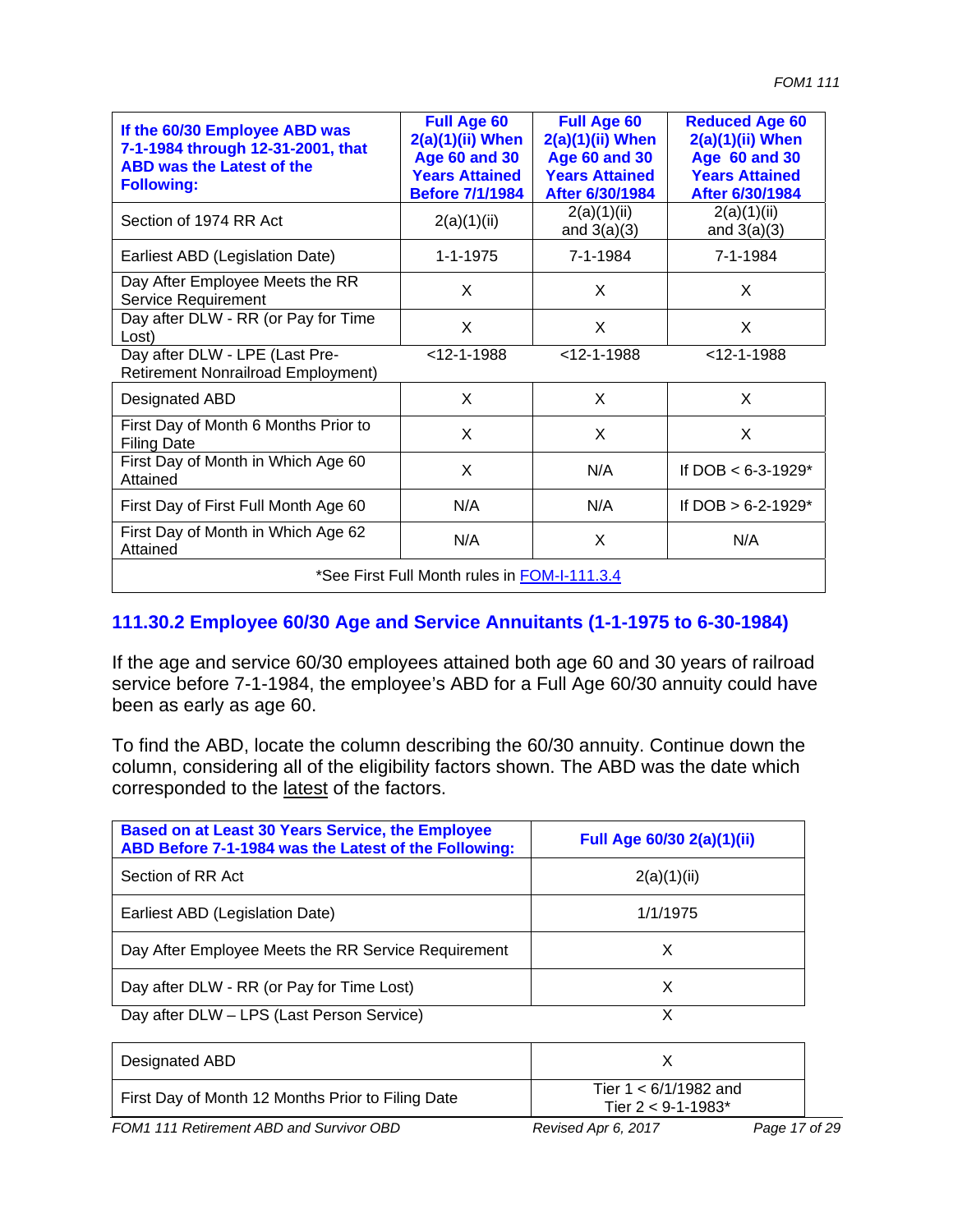| If the 60/30 Employee ABD was 7-1-1984 through 12-31-2001, that ABD was the Latest of the Following: | Full Age 60 2(a)(1)(ii) When Age 60 and 30 Years Attained Before 7/1/1984 | Full Age 60 2(a)(1)(ii) When Age 60 and 30 Years Attained After 6/30/1984 | Reduced Age 60 2(a)(1)(ii) When Age 60 and 30 Years Attained After 6/30/1984 |
|---|---|---|---|
| Section of 1974 RR Act | 2(a)(1)(ii) | 2(a)(1)(ii) and 3(a)(3) | 2(a)(1)(ii) and 3(a)(3) |
| Earliest ABD (Legislation Date) | 1-1-1975 | 7-1-1984 | 7-1-1984 |
| Day After Employee Meets the RR Service Requirement | X | X | X |
| Day after DLW - RR (or Pay for Time Lost) | X | X | X |
| Day after DLW - LPE (Last Pre-Retirement Nonrailroad Employment) | <12-1-1988 | <12-1-1988 | <12-1-1988 |
| Designated ABD | X | X | X |
| First Day of Month 6 Months Prior to Filing Date | X | X | X |
| First Day of Month in Which Age 60 Attained | X | N/A | If DOB < 6-3-1929* |
| First Day of First Full Month Age 60 | N/A | N/A | If DOB > 6-2-1929* |
| First Day of Month in Which Age 62 Attained | N/A | X | N/A |
| *See First Full Month rules in FOM-I-111.3.4 | | | |

### 111.30.2 Employee 60/30 Age and Service Annuitants (1-1-1975 to 6-30-1984)

If the age and service 60/30 employees attained both age 60 and 30 years of railroad service before 7-1-1984, the employee's ABD for a Full Age 60/30 annuity could have been as early as age 60.

To find the ABD, locate the column describing the 60/30 annuity. Continue down the column, considering all of the eligibility factors shown. The ABD was the date which corresponded to the latest of the factors.

| Based on at Least 30 Years Service, the Employee ABD Before 7-1-1984 was the Latest of the Following: | Full Age 60/30 2(a)(1)(ii) |
|---|---|
| Section of RR Act | 2(a)(1)(ii) |
| Earliest ABD (Legislation Date) | 1/1/1975 |
| Day After Employee Meets the RR Service Requirement | X |
| Day after DLW - RR (or Pay for Time Lost) | X |
| Day after DLW – LPS (Last Person Service) | X |
| Designated ABD | X |
| First Day of Month 12 Months Prior to Filing Date | Tier 1 < 6/1/1982 and Tier 2 < 9-1-1983* |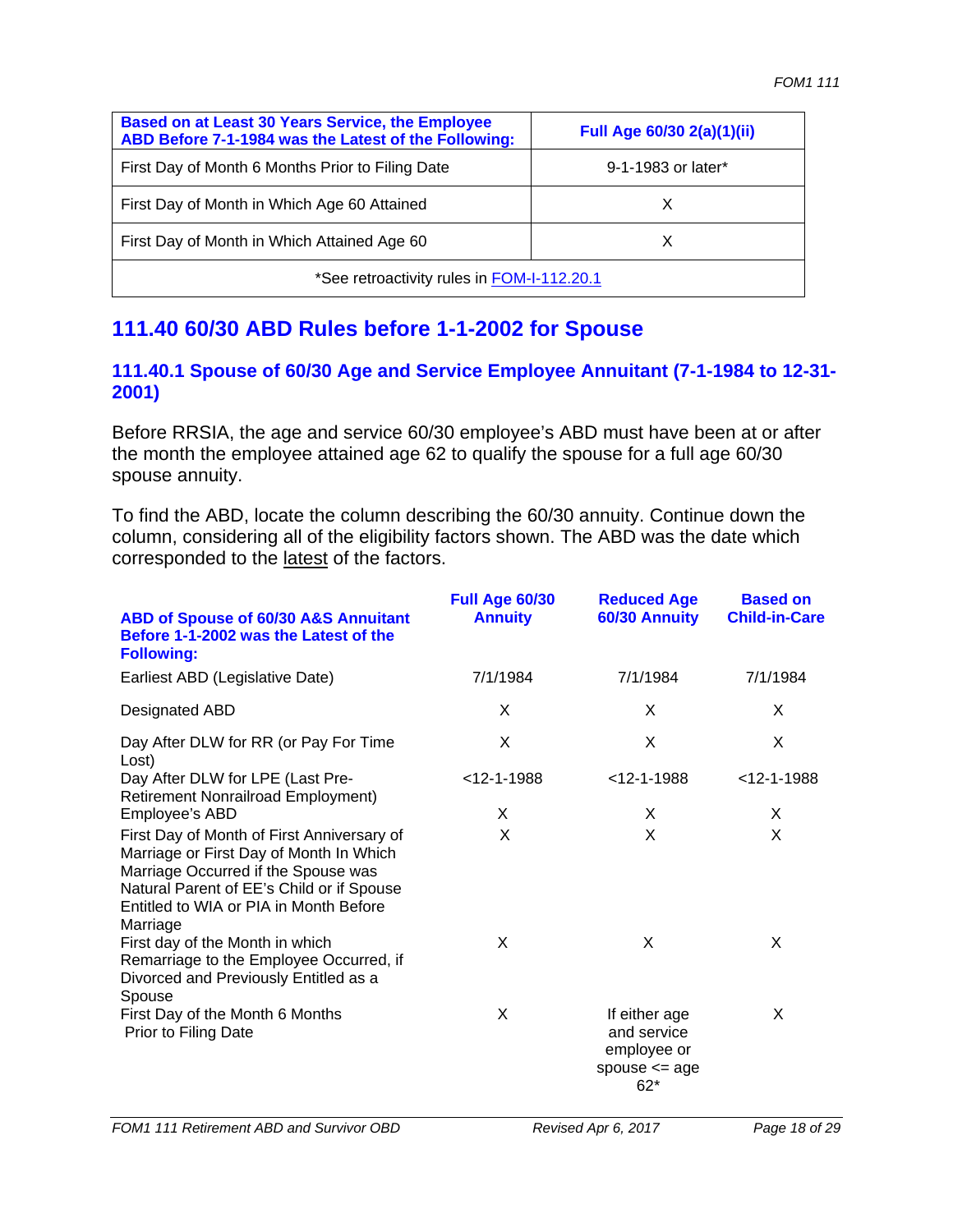| Based on at Least 30 Years Service, the Employee ABD Before 7-1-1984 was the Latest of the Following: | Full Age 60/30 2(a)(1)(ii) |
|---|---|
| First Day of Month 6 Months Prior to Filing Date | 9-1-1983 or later* |
| First Day of Month in Which Age 60 Attained | X |
| First Day of Month in Which Attained Age 60 | X |
| *See retroactivity rules in FOM-I-112.20.1 | |

## 111.40 60/30 ABD Rules before 1-1-2002 for Spouse

### 111.40.1 Spouse of 60/30 Age and Service Employee Annuitant (7-1-1984 to 12-31-2001)

Before RRSIA, the age and service 60/30 employee's ABD must have been at or after the month the employee attained age 62 to qualify the spouse for a full age 60/30 spouse annuity.

To find the ABD, locate the column describing the 60/30 annuity. Continue down the column, considering all of the eligibility factors shown. The ABD was the date which corresponded to the latest of the factors.

| ABD of Spouse of 60/30 A&S Annuitant Before 1-1-2002 was the Latest of the Following: | Full Age 60/30 Annuity | Reduced Age 60/30 Annuity | Based on Child-in-Care |
|---|---|---|---|
| Earliest ABD (Legislative Date) | 7/1/1984 | 7/1/1984 | 7/1/1984 |
| Designated ABD | X | X | X |
| Day After DLW for RR (or Pay For Time Lost) | X | X | X |
| Day After DLW for LPE (Last Pre-Retirement Nonrailroad Employment) | <12-1-1988 | <12-1-1988 | <12-1-1988 |
| Employee's ABD | X | X | X |
| First Day of Month of First Anniversary of Marriage or First Day of Month In Which Marriage Occurred if the Spouse was Natural Parent of EE's Child or if Spouse Entitled to WIA or PIA in Month Before Marriage | X | X | X |
| First day of the Month in which Remarriage to the Employee Occurred, if Divorced and Previously Entitled as a Spouse | X | X | X |
| First Day of the Month 6 Months Prior to Filing Date | X | If either age and service employee or spouse <= age 62* | X |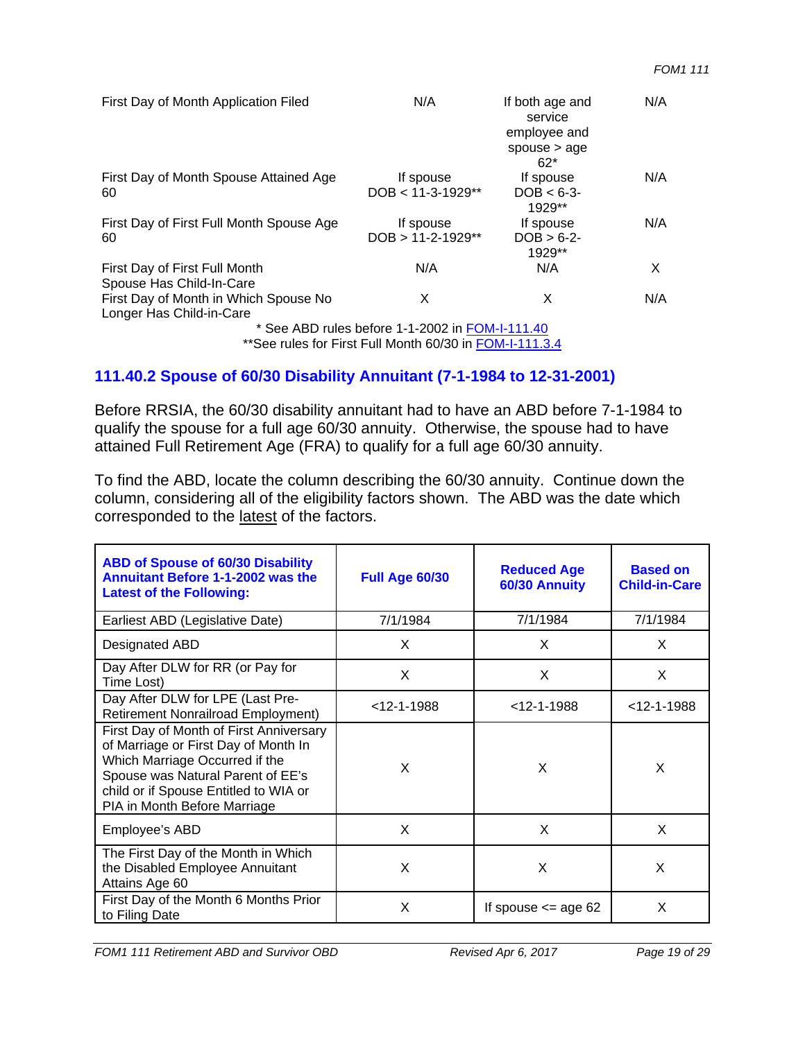| | | | |
|---|---|---|---|
| First Day of Month Application Filed | N/A | If both age and service employee and spouse > age 62* | N/A |
| First Day of Month Spouse Attained Age 60 | If spouse DOB < 11-3-1929** | If spouse DOB < 6-3-1929** | N/A |
| First Day of First Full Month Spouse Age 60 | If spouse DOB > 11-2-1929** | If spouse DOB > 6-2-1929** | N/A |
| First Day of First Full Month Spouse Has Child-In-Care | N/A | N/A | X |
| First Day of Month in Which Spouse No Longer Has Child-in-Care | X | X | N/A |

* See ABD rules before 1-1-2002 in FOM-I-111.40

**See rules for First Full Month 60/30 in FOM-I-111.3.4

## 111.40.2 Spouse of 60/30 Disability Annuitant (7-1-1984 to 12-31-2001)

Before RRSIA, the 60/30 disability annuitant had to have an ABD before 7-1-1984 to qualify the spouse for a full age 60/30 annuity. Otherwise, the spouse had to have attained Full Retirement Age (FRA) to qualify for a full age 60/30 annuity.

To find the ABD, locate the column describing the 60/30 annuity. Continue down the column, considering all of the eligibility factors shown. The ABD was the date which corresponded to the latest of the factors.

| ABD of Spouse of 60/30 Disability Annuitant Before 1-1-2002 was the Latest of the Following: | Full Age 60/30 | Reduced Age 60/30 Annuity | Based on Child-in-Care |
|---|---|---|---|
| Earliest ABD (Legislative Date) | 7/1/1984 | 7/1/1984 | 7/1/1984 |
| Designated ABD | X | X | X |
| Day After DLW for RR (or Pay for Time Lost) | X | X | X |
| Day After DLW for LPE (Last Pre-Retirement Nonrailroad Employment) | <12-1-1988 | <12-1-1988 | <12-1-1988 |
| First Day of Month of First Anniversary of Marriage or First Day of Month In Which Marriage Occurred if the Spouse was Natural Parent of EE's child or if Spouse Entitled to WIA or PIA in Month Before Marriage | X | X | X |
| Employee's ABD | X | X | X |
| The First Day of the Month in Which the Disabled Employee Annuitant Attains Age 60 | X | X | X |
| First Day of the Month 6 Months Prior to Filing Date | X | If spouse <= age 62 | X |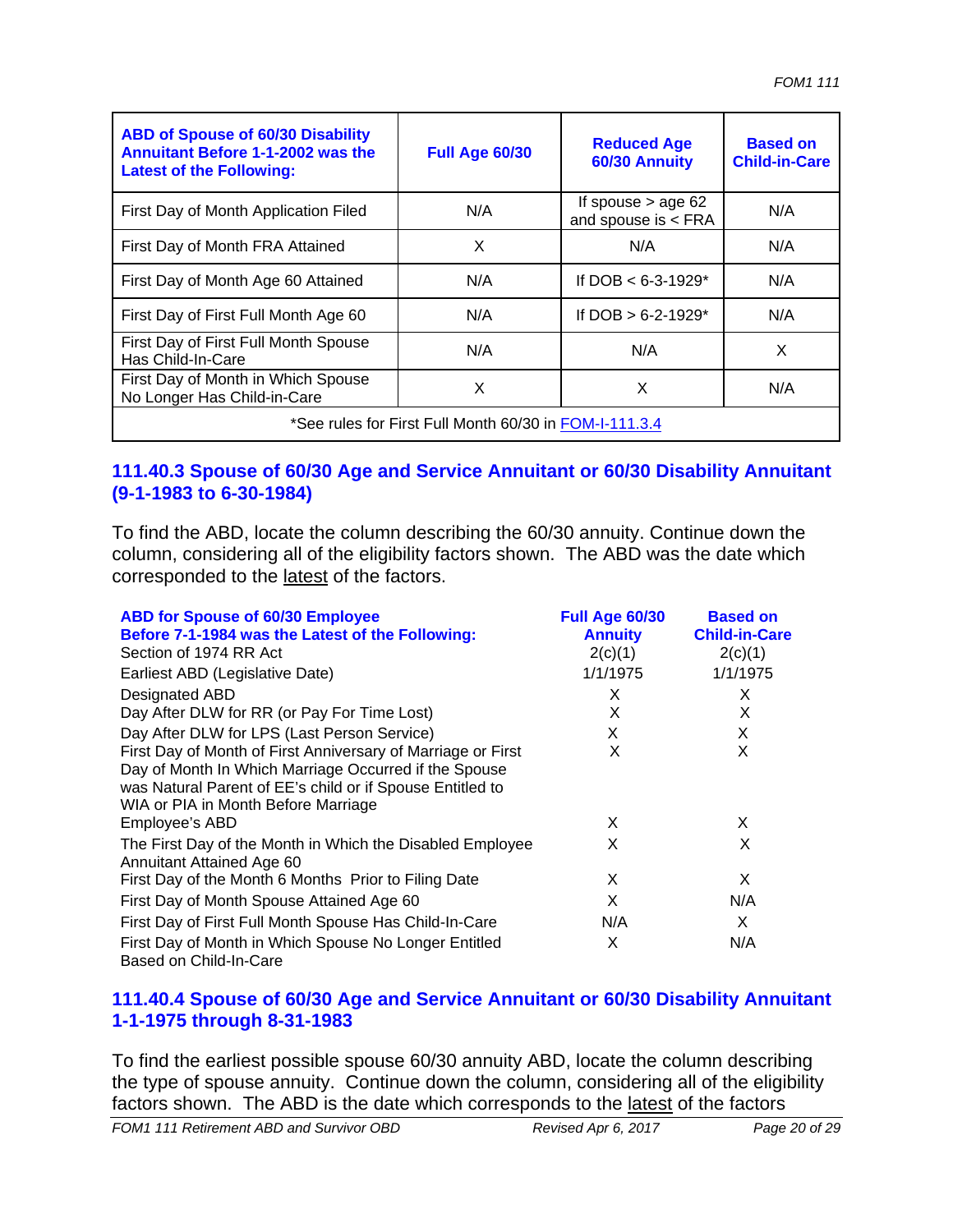| ABD of Spouse of 60/30 Disability Annuitant Before 1-1-2002 was the Latest of the Following: | Full Age 60/30 | Reduced Age 60/30 Annuity | Based on Child-in-Care |
|---|---|---|---|
| First Day of Month Application Filed | N/A | If spouse > age 62 and spouse is < FRA | N/A |
| First Day of Month FRA Attained | X | N/A | N/A |
| First Day of Month Age 60 Attained | N/A | If DOB < 6-3-1929* | N/A |
| First Day of First Full Month Age 60 | N/A | If DOB > 6-2-1929* | N/A |
| First Day of First Full Month Spouse Has Child-In-Care | N/A | N/A | X |
| First Day of Month in Which Spouse No Longer Has Child-in-Care | X | X | N/A |
| *See rules for First Full Month 60/30 in FOM-I-111.3.4 | | | |

### 111.40.3 Spouse of 60/30 Age and Service Annuitant or 60/30 Disability Annuitant (9-1-1983 to 6-30-1984)

To find the ABD, locate the column describing the 60/30 annuity. Continue down the column, considering all of the eligibility factors shown. The ABD was the date which corresponded to the latest of the factors.

| ABD for Spouse of 60/30 Employee Before 7-1-1984 was the Latest of the Following: | Full Age 60/30 Annuity | Based on Child-in-Care |
|---|---|---|
| Section of 1974 RR Act | 2(c)(1) | 2(c)(1) |
| Earliest ABD (Legislative Date) | 1/1/1975 | 1/1/1975 |
| Designated ABD | X | X |
| Day After DLW for RR (or Pay For Time Lost) | X | X |
| Day After DLW for LPS (Last Person Service) | X | X |
| First Day of Month of First Anniversary of Marriage or First Day of Month In Which Marriage Occurred if the Spouse was Natural Parent of EE's child or if Spouse Entitled to WIA or PIA in Month Before Marriage | X | X |
| Employee's ABD | X | X |
| The First Day of the Month in Which the Disabled Employee Annuitant Attained Age 60 | X | X |
| First Day of the Month 6 Months Prior to Filing Date | X | X |
| First Day of Month Spouse Attained Age 60 | X | N/A |
| First Day of First Full Month Spouse Has Child-In-Care | N/A | X |
| First Day of Month in Which Spouse No Longer Entitled Based on Child-In-Care | X | N/A |

### 111.40.4 Spouse of 60/30 Age and Service Annuitant or 60/30 Disability Annuitant 1-1-1975 through 8-31-1983

To find the earliest possible spouse 60/30 annuity ABD, locate the column describing the type of spouse annuity. Continue down the column, considering all of the eligibility factors shown. The ABD is the date which corresponds to the latest of the factors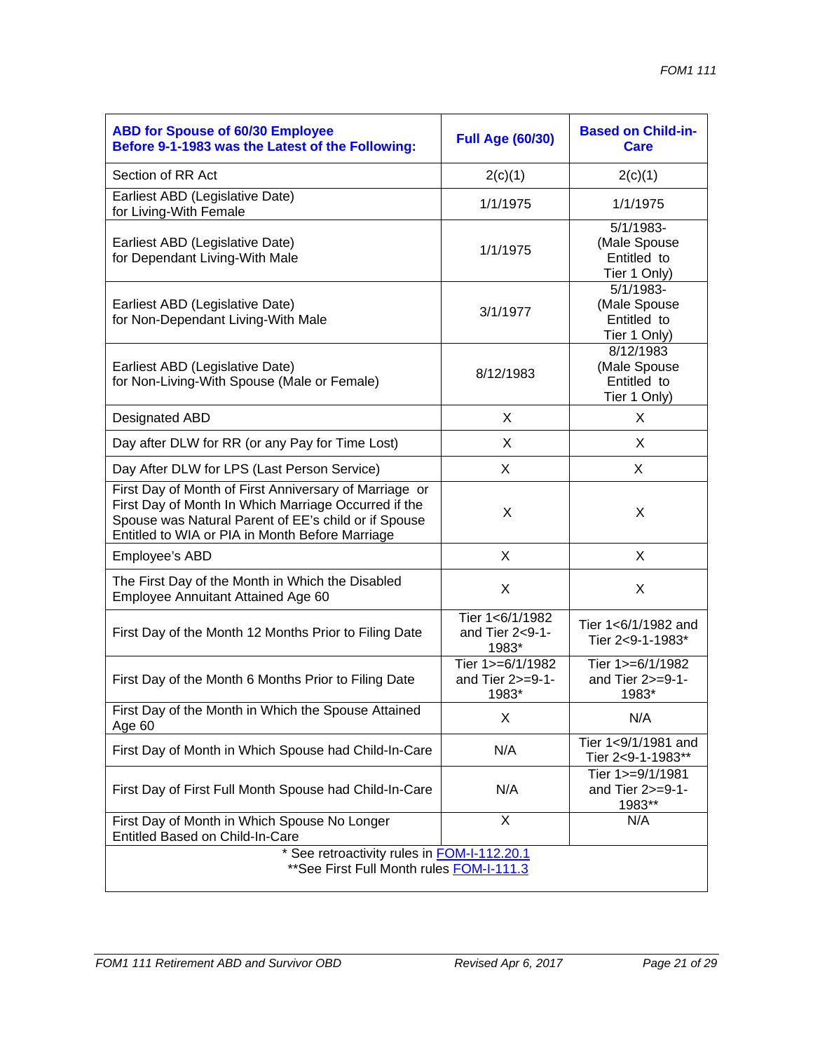| ABD for Spouse of 60/30 Employee Before 9-1-1983 was the Latest of the Following: | Full Age (60/30) | Based on Child-in-Care |
|---|---|---|
| Section of RR Act | 2(c)(1) | 2(c)(1) |
| Earliest ABD (Legislative Date) for Living-With Female | 1/1/1975 | 1/1/1975 |
| Earliest ABD (Legislative Date) for Dependant Living-With Male | 1/1/1975 | 5/1/1983- (Male Spouse Entitled to Tier 1 Only) |
| Earliest ABD (Legislative Date) for Non-Dependant Living-With Male | 3/1/1977 | 5/1/1983- (Male Spouse Entitled to Tier 1 Only) |
| Earliest ABD (Legislative Date) for Non-Living-With Spouse (Male or Female) | 8/12/1983 | 8/12/1983 (Male Spouse Entitled to Tier 1 Only) |
| Designated ABD | X | X |
| Day after DLW for RR (or any Pay for Time Lost) | X | X |
| Day After DLW for LPS (Last Person Service) | X | X |
| First Day of Month of First Anniversary of Marriage or First Day of Month In Which Marriage Occurred if the Spouse was Natural Parent of EE's child or if Spouse Entitled to WIA or PIA in Month Before Marriage | X | X |
| Employee's ABD | X | X |
| The First Day of the Month in Which the Disabled Employee Annuitant Attained Age 60 | X | X |
| First Day of the Month 12 Months Prior to Filing Date | Tier 1<6/1/1982 and Tier 2<9-1-1983* | Tier 1<6/1/1982 and Tier 2<9-1-1983* |
| First Day of the Month 6 Months Prior to Filing Date | Tier 1>=6/1/1982 and Tier 2>=9-1-1983* | Tier 1>=6/1/1982 and Tier 2>=9-1-1983* |
| First Day of the Month in Which the Spouse Attained Age 60 | X | N/A |
| First Day of Month in Which Spouse had Child-In-Care | N/A | Tier 1<9/1/1981 and Tier 2<9-1-1983** |
| First Day of First Full Month Spouse had Child-In-Care | N/A | Tier 1>=9/1/1981 and Tier 2>=9-1-1983** |
| First Day of Month in Which Spouse No Longer Entitled Based on Child-In-Care | X | N/A |

* See retroactivity rules in FOM-I-112.20.1
**See First Full Month rules FOM-I-111.3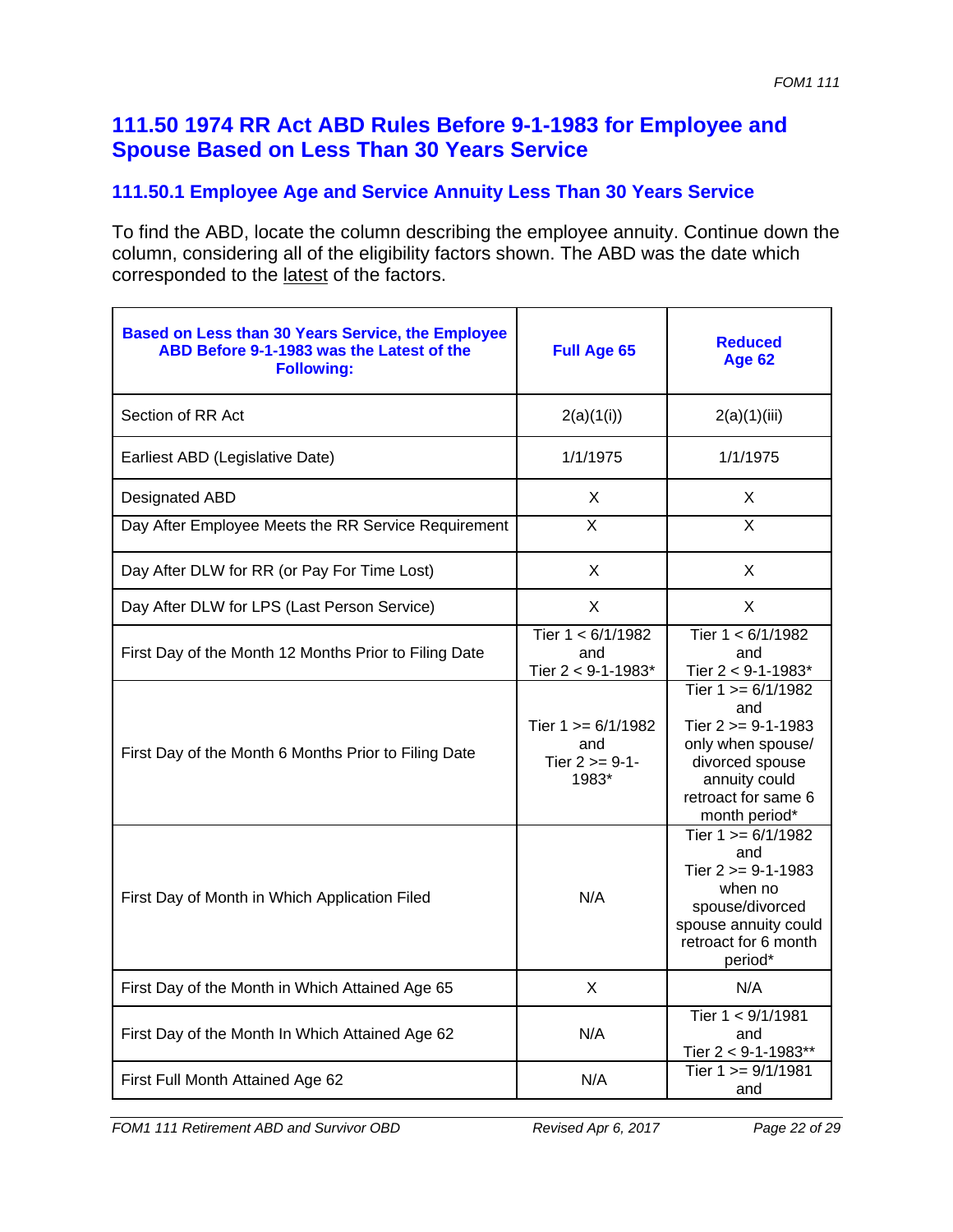## 111.50 1974 RR Act ABD Rules Before 9-1-1983 for Employee and Spouse Based on Less Than 30 Years Service

### 111.50.1 Employee Age and Service Annuity Less Than 30 Years Service

To find the ABD, locate the column describing the employee annuity. Continue down the column, considering all of the eligibility factors shown. The ABD was the date which corresponded to the latest of the factors.

| Based on Less than 30 Years Service, the Employee ABD Before 9-1-1983 was the Latest of the Following: | Full Age 65 | Reduced Age 62 |
|---|---|---|
| Section of RR Act | 2(a)(1(i)) | 2(a)(1)(iii) |
| Earliest ABD (Legislative Date) | 1/1/1975 | 1/1/1975 |
| Designated ABD | X | X |
| Day After Employee Meets the RR Service Requirement | X | X |
| Day After DLW for RR (or Pay For Time Lost) | X | X |
| Day After DLW for LPS (Last Person Service) | X | X |
| First Day of the Month 12 Months Prior to Filing Date | Tier 1 < 6/1/1982 and Tier 2 < 9-1-1983* | Tier 1 < 6/1/1982 and Tier 2 < 9-1-1983* |
| First Day of the Month 6 Months Prior to Filing Date | Tier 1 >= 6/1/1982 and Tier 2 >= 9-1-1983* | Tier 1 >= 6/1/1982 and Tier 2 >= 9-1-1983 only when spouse/ divorced spouse annuity could retroact for same 6 month period* |
| First Day of Month in Which Application Filed | N/A | Tier 1 >= 6/1/1982 and Tier 2 >= 9-1-1983 when no spouse/divorced spouse annuity could retroact for 6 month period* |
| First Day of the Month in Which Attained Age 65 | X | N/A |
| First Day of the Month In Which Attained Age 62 | N/A | Tier 1 < 9/1/1981 and Tier 2 < 9-1-1983** |
| First Full Month Attained Age 62 | N/A | Tier 1 >= 9/1/1981 and |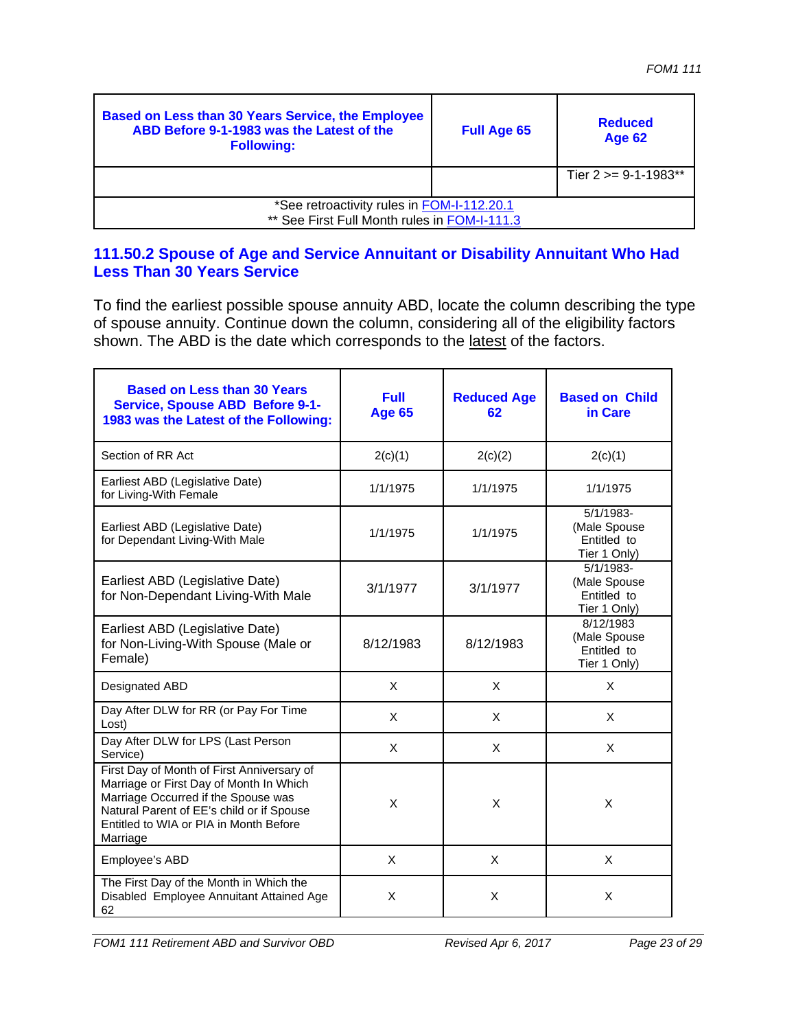| Based on Less than 30 Years Service, the Employee ABD Before 9-1-1983 was the Latest of the Following: | Full Age 65 | Reduced Age 62 |
|---|---|---|
| | | Tier 2 >= 9-1-1983** |
| *See retroactivity rules in FOM-I-112.20.1<br>** See First Full Month rules in FOM-I-111.3 | | |

### 111.50.2 Spouse of Age and Service Annuitant or Disability Annuitant Who Had Less Than 30 Years Service

To find the earliest possible spouse annuity ABD, locate the column describing the type of spouse annuity. Continue down the column, considering all of the eligibility factors shown. The ABD is the date which corresponds to the latest of the factors.

| Based on Less than 30 Years Service, Spouse ABD Before 9-1-1983 was the Latest of the Following: | Full Age 65 | Reduced Age 62 | Based on Child in Care |
|---|---|---|---|
| Section of RR Act | 2(c)(1) | 2(c)(2) | 2(c)(1) |
| Earliest ABD (Legislative Date) for Living-With Female | 1/1/1975 | 1/1/1975 | 1/1/1975 |
| Earliest ABD (Legislative Date) for Dependant Living-With Male | 1/1/1975 | 1/1/1975 | 5/1/1983- (Male Spouse Entitled to Tier 1 Only) |
| Earliest ABD (Legislative Date) for Non-Dependant Living-With Male | 3/1/1977 | 3/1/1977 | 5/1/1983- (Male Spouse Entitled to Tier 1 Only) |
| Earliest ABD (Legislative Date) for Non-Living-With Spouse (Male or Female) | 8/12/1983 | 8/12/1983 | 8/12/1983 (Male Spouse Entitled to Tier 1 Only) |
| Designated ABD | X | X | X |
| Day After DLW for RR (or Pay For Time Lost) | X | X | X |
| Day After DLW for LPS (Last Person Service) | X | X | X |
| First Day of Month of First Anniversary of Marriage or First Day of Month In Which Marriage Occurred if the Spouse was Natural Parent of EE's child or if Spouse Entitled to WIA or PIA in Month Before Marriage | X | X | X |
| Employee's ABD | X | X | X |
| The First Day of the Month in Which the Disabled Employee Annuitant Attained Age 62 | X | X | X |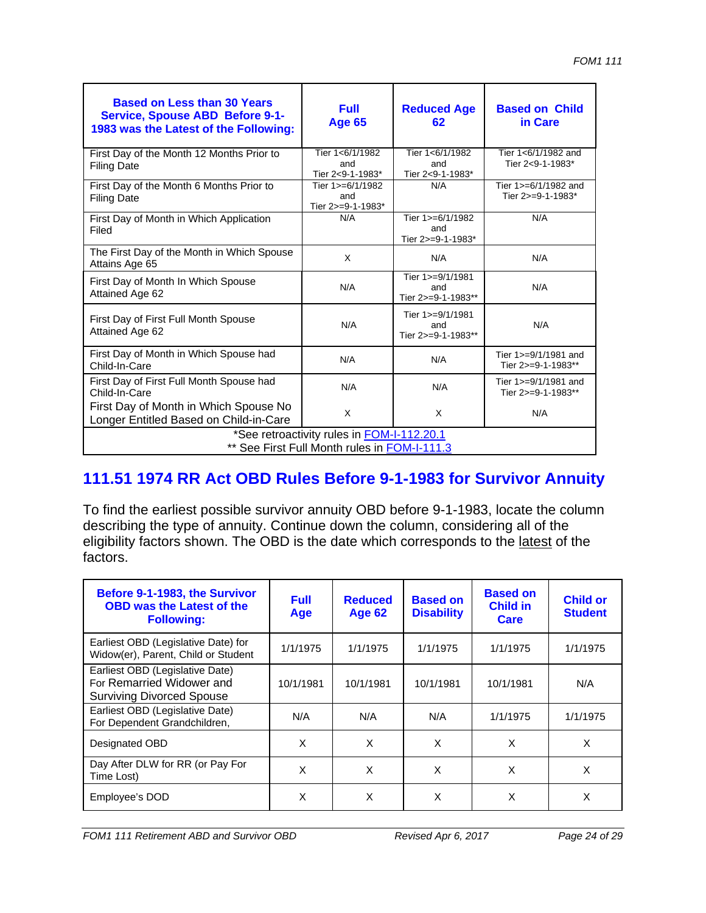| Based on Less than 30 Years Service, Spouse ABD Before 9-1-1983 was the Latest of the Following: | Full Age 65 | Reduced Age 62 | Based on Child in Care |
|---|---|---|---|
| First Day of the Month 12 Months Prior to Filing Date | Tier 1<6/1/1982 and Tier 2<9-1-1983* | Tier 1<6/1/1982 and Tier 2<9-1-1983* | Tier 1<6/1/1982 and Tier 2<9-1-1983* |
| First Day of the Month 6 Months Prior to Filing Date | Tier 1>=6/1/1982 and Tier 2>=9-1-1983* | N/A | Tier 1>=6/1/1982 and Tier 2>=9-1-1983* |
| First Day of Month in Which Application Filed | N/A | Tier 1>=6/1/1982 and Tier 2>=9-1-1983* | N/A |
| The First Day of the Month in Which Spouse Attains Age 65 | X | N/A | N/A |
| First Day of Month In Which Spouse Attained Age 62 | N/A | Tier 1>=9/1/1981 and Tier 2>=9-1-1983** | N/A |
| First Day of First Full Month Spouse Attained Age 62 | N/A | Tier 1>=9/1/1981 and Tier 2>=9-1-1983** | N/A |
| First Day of Month in Which Spouse had Child-In-Care | N/A | N/A | Tier 1>=9/1/1981 and Tier 2>=9-1-1983** |
| First Day of First Full Month Spouse had Child-In-Care | N/A | N/A | Tier 1>=9/1/1981 and Tier 2>=9-1-1983** |
| First Day of Month in Which Spouse No Longer Entitled Based on Child-in-Care | X | X | N/A |
| *See retroactivity rules in FOM-I-112.20.1 ** See First Full Month rules in FOM-I-111.3 | | | |

## 111.51 1974 RR Act OBD Rules Before 9-1-1983 for Survivor Annuity

To find the earliest possible survivor annuity OBD before 9-1-1983, locate the column describing the type of annuity. Continue down the column, considering all of the eligibility factors shown. The OBD is the date which corresponds to the latest of the factors.

| Before 9-1-1983, the Survivor OBD was the Latest of the Following: | Full Age | Reduced Age 62 | Based on Disability | Based on Child in Care | Child or Student |
|---|---|---|---|---|---|
| Earliest OBD (Legislative Date) for Widow(er), Parent, Child or Student | 1/1/1975 | 1/1/1975 | 1/1/1975 | 1/1/1975 | 1/1/1975 |
| Earliest OBD (Legislative Date) For Remarried Widower and Surviving Divorced Spouse | 10/1/1981 | 10/1/1981 | 10/1/1981 | 10/1/1981 | N/A |
| Earliest OBD (Legislative Date) For Dependent Grandchildren, | N/A | N/A | N/A | 1/1/1975 | 1/1/1975 |
| Designated OBD | X | X | X | X | X |
| Day After DLW for RR (or Pay For Time Lost) | X | X | X | X | X |
| Employee's DOD | X | X | X | X | X |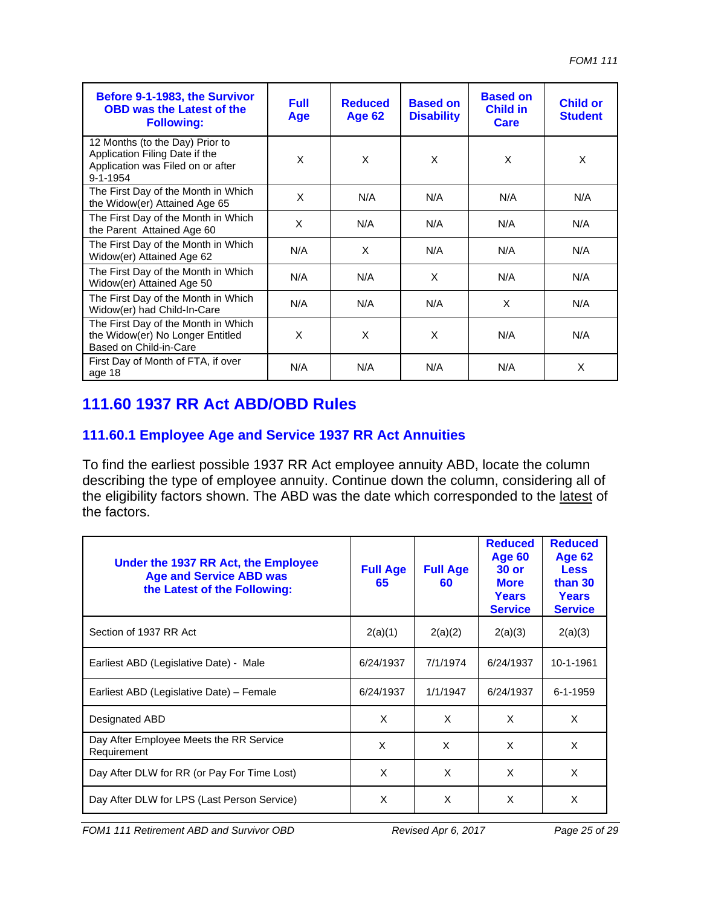| Before 9-1-1983, the Survivor OBD was the Latest of the Following: | Full Age | Reduced Age 62 | Based on Disability | Based on Child in Care | Child or Student |
|---|---|---|---|---|---|
| 12 Months (to the Day) Prior to Application Filing Date if the Application was Filed on or after 9-1-1954 | X | X | X | X | X |
| The First Day of the Month in Which the Widow(er) Attained Age 65 | X | N/A | N/A | N/A | N/A |
| The First Day of the Month in Which the Parent Attained Age 60 | X | N/A | N/A | N/A | N/A |
| The First Day of the Month in Which Widow(er) Attained Age 62 | N/A | X | N/A | N/A | N/A |
| The First Day of the Month in Which Widow(er) Attained Age 50 | N/A | N/A | X | N/A | N/A |
| The First Day of the Month in Which Widow(er) had Child-In-Care | N/A | N/A | N/A | X | N/A |
| The First Day of the Month in Which the Widow(er) No Longer Entitled Based on Child-in-Care | X | X | X | N/A | N/A |
| First Day of Month of FTA, if over age 18 | N/A | N/A | N/A | N/A | X |

## 111.60 1937 RR Act ABD/OBD Rules

### 111.60.1 Employee Age and Service 1937 RR Act Annuities

To find the earliest possible 1937 RR Act employee annuity ABD, locate the column describing the type of employee annuity. Continue down the column, considering all of the eligibility factors shown. The ABD was the date which corresponded to the latest of the factors.

| Under the 1937 RR Act, the Employee Age and Service ABD was the Latest of the Following: | Full Age 65 | Full Age 60 | Reduced Age 60 30 or More Years Service | Reduced Age 62 Less than 30 Years Service |
|---|---|---|---|---|
| Section of 1937 RR Act | 2(a)(1) | 2(a)(2) | 2(a)(3) | 2(a)(3) |
| Earliest ABD (Legislative Date) - Male | 6/24/1937 | 7/1/1974 | 6/24/1937 | 10-1-1961 |
| Earliest ABD (Legislative Date) – Female | 6/24/1937 | 1/1/1947 | 6/24/1937 | 6-1-1959 |
| Designated ABD | X | X | X | X |
| Day After Employee Meets the RR Service Requirement | X | X | X | X |
| Day After DLW for RR (or Pay For Time Lost) | X | X | X | X |
| Day After DLW for LPS (Last Person Service) | X | X | X | X |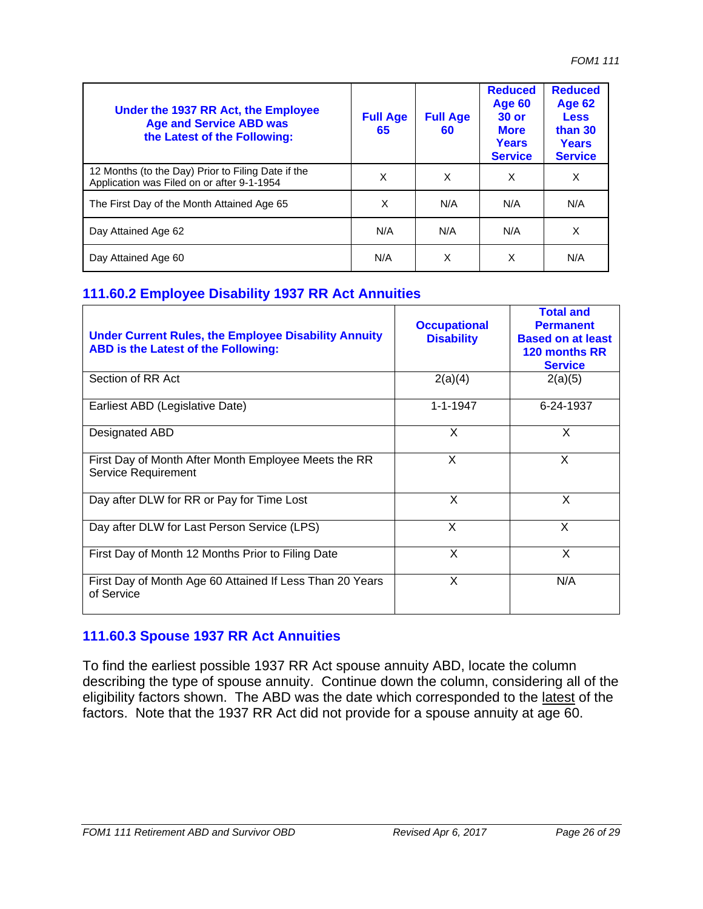| Under the 1937 RR Act, the Employee Age and Service ABD was the Latest of the Following: | Full Age 65 | Full Age 60 | Reduced Age 60 30 or More Years Service | Reduced Age 62 Less than 30 Years Service |
|---|---|---|---|---|
| 12 Months (to the Day) Prior to Filing Date if the Application was Filed on or after 9-1-1954 | X | X | X | X |
| The First Day of the Month Attained Age 65 | X | N/A | N/A | N/A |
| Day Attained Age 62 | N/A | N/A | N/A | X |
| Day Attained Age 60 | N/A | X | X | N/A |

## 111.60.2 Employee Disability 1937 RR Act Annuities

| Under Current Rules, the Employee Disability Annuity ABD is the Latest of the Following: | Occupational Disability | Total and Permanent Based on at least 120 months RR Service |
|---|---|---|
| Section of RR Act | 2(a)(4) | 2(a)(5) |
| Earliest ABD (Legislative Date) | 1-1-1947 | 6-24-1937 |
| Designated ABD | X | X |
| First Day of Month After Month Employee Meets the RR Service Requirement | X | X |
| Day after DLW for RR or Pay for Time Lost | X | X |
| Day after DLW for Last Person Service (LPS) | X | X |
| First Day of Month 12 Months Prior to Filing Date | X | X |
| First Day of Month Age 60 Attained If Less Than 20 Years of Service | X | N/A |

## 111.60.3 Spouse 1937 RR Act Annuities

To find the earliest possible 1937 RR Act spouse annuity ABD, locate the column describing the type of spouse annuity. Continue down the column, considering all of the eligibility factors shown. The ABD was the date which corresponded to the latest of the factors. Note that the 1937 RR Act did not provide for a spouse annuity at age 60.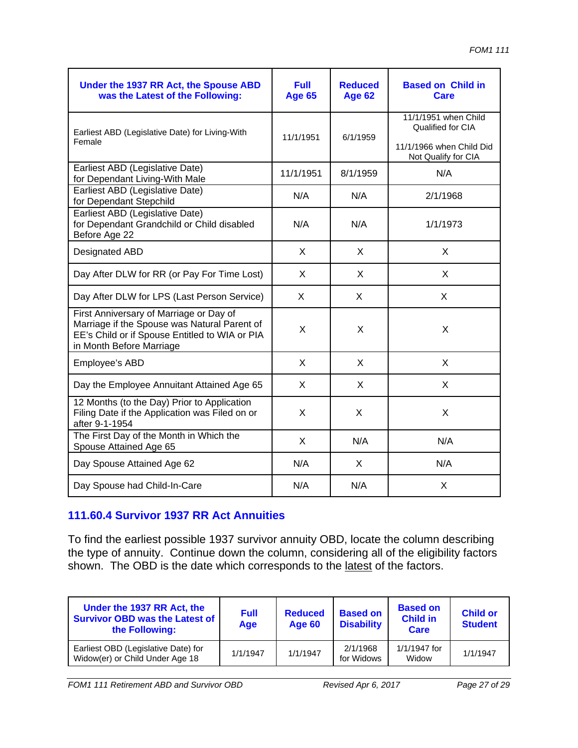| Under the 1937 RR Act, the Spouse ABD was the Latest of the Following: | Full Age 65 | Reduced Age 62 | Based on Child in Care |
|---|---|---|---|
| Earliest ABD (Legislative Date) for Living-With Female | 11/1/1951 | 6/1/1959 | 11/1/1951 when Child Qualified for CIA<br>11/1/1966 when Child Did Not Qualify for CIA |
| Earliest ABD (Legislative Date) for Dependant Living-With Male | 11/1/1951 | 8/1/1959 | N/A |
| Earliest ABD (Legislative Date) for Dependant Stepchild | N/A | N/A | 2/1/1968 |
| Earliest ABD (Legislative Date) for Dependant Grandchild or Child disabled Before Age 22 | N/A | N/A | 1/1/1973 |
| Designated ABD | X | X | X |
| Day After DLW for RR (or Pay For Time Lost) | X | X | X |
| Day After DLW for LPS (Last Person Service) | X | X | X |
| First Anniversary of Marriage or Day of Marriage if the Spouse was Natural Parent of EE's Child or if Spouse Entitled to WIA or PIA in Month Before Marriage | X | X | X |
| Employee's ABD | X | X | X |
| Day the Employee Annuitant Attained Age 65 | X | X | X |
| 12 Months (to the Day) Prior to Application Filing Date if the Application was Filed on or after 9-1-1954 | X | X | X |
| The First Day of the Month in Which the Spouse Attained Age 65 | X | N/A | N/A |
| Day Spouse Attained Age 62 | N/A | X | N/A |
| Day Spouse had Child-In-Care | N/A | N/A | X |

### 111.60.4 Survivor 1937 RR Act Annuities

To find the earliest possible 1937 survivor annuity OBD, locate the column describing the type of annuity. Continue down the column, considering all of the eligibility factors shown. The OBD is the date which corresponds to the latest of the factors.

| Under the 1937 RR Act, the Survivor OBD was the Latest of the Following: | Full Age | Reduced Age 60 | Based on Disability | Based on Child in Care | Child or Student |
|---|---|---|---|---|---|
| Earliest OBD (Legislative Date) for Widow(er) or Child Under Age 18 | 1/1/1947 | 1/1/1947 | 2/1/1968 for Widows | 1/1/1947 for Widow | 1/1/1947 |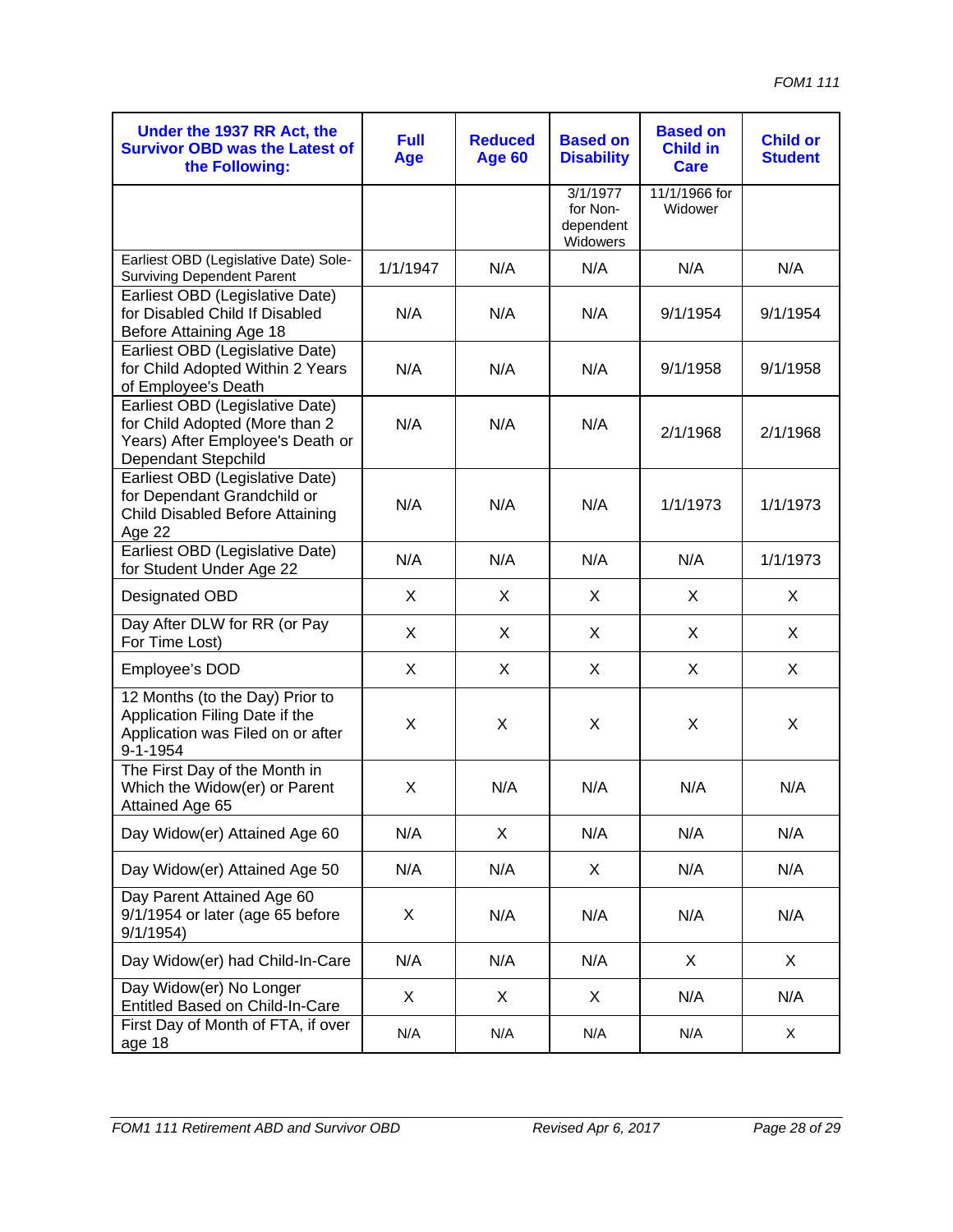| Under the 1937 RR Act, the Survivor OBD was the Latest of the Following: | Full Age | Reduced Age 60 | Based on Disability | Based on Child in Care | Child or Student |
|---|---|---|---|---|---|
| | | | 3/1/1977 for Non-dependent Widowers | 11/1/1966 for Widower | |
| Earliest OBD (Legislative Date) Sole-Surviving Dependent Parent | 1/1/1947 | N/A | N/A | N/A | N/A |
| Earliest OBD (Legislative Date) for Disabled Child If Disabled Before Attaining Age 18 | N/A | N/A | N/A | 9/1/1954 | 9/1/1954 |
| Earliest OBD (Legislative Date) for Child Adopted Within 2 Years of Employee's Death | N/A | N/A | N/A | 9/1/1958 | 9/1/1958 |
| Earliest OBD (Legislative Date) for Child Adopted (More than 2 Years) After Employee's Death or Dependant Stepchild | N/A | N/A | N/A | 2/1/1968 | 2/1/1968 |
| Earliest OBD (Legislative Date) for Dependant Grandchild or Child Disabled Before Attaining Age 22 | N/A | N/A | N/A | 1/1/1973 | 1/1/1973 |
| Earliest OBD (Legislative Date) for Student Under Age 22 | N/A | N/A | N/A | N/A | 1/1/1973 |
| Designated OBD | X | X | X | X | X |
| Day After DLW for RR (or Pay For Time Lost) | X | X | X | X | X |
| Employee's DOD | X | X | X | X | X |
| 12 Months (to the Day) Prior to Application Filing Date if the Application was Filed on or after 9-1-1954 | X | X | X | X | X |
| The First Day of the Month in Which the Widow(er) or Parent Attained Age 65 | X | N/A | N/A | N/A | N/A |
| Day Widow(er) Attained Age 60 | N/A | X | N/A | N/A | N/A |
| Day Widow(er) Attained Age 50 | N/A | N/A | X | N/A | N/A |
| Day Parent Attained Age 60 9/1/1954 or later (age 65 before 9/1/1954) | X | N/A | N/A | N/A | N/A |
| Day Widow(er) had Child-In-Care | N/A | N/A | N/A | X | X |
| Day Widow(er) No Longer Entitled Based on Child-In-Care | X | X | X | N/A | N/A |
| First Day of Month of FTA, if over age 18 | N/A | N/A | N/A | N/A | X |